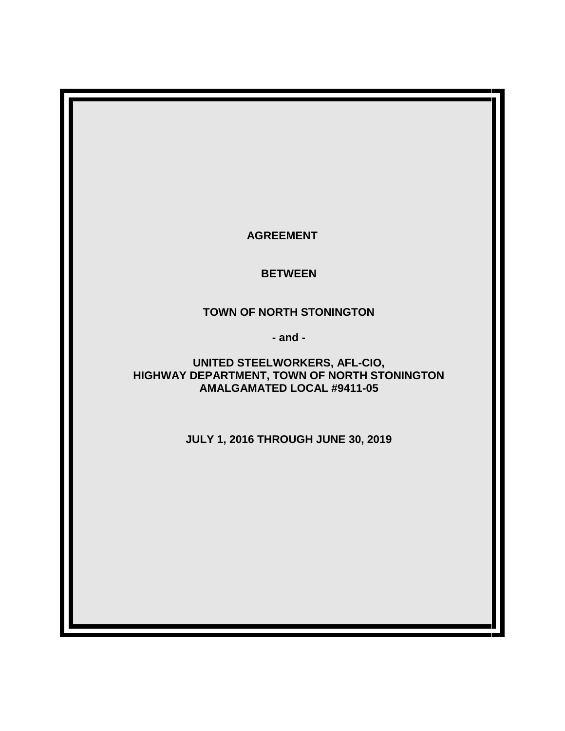# AGREEMENT

## BETWEEN

## TOWN OF NORTH STONINGTON

**- and -**

## UNITED STEELWORKERS, AFL-CIO, HIGHWAY DEPARTMENT, TOWN OF NORTH STONINGTON AMALGAMATED LOCAL #9411-05

## JULY 1, 2016 THROUGH JUNE 30, 2019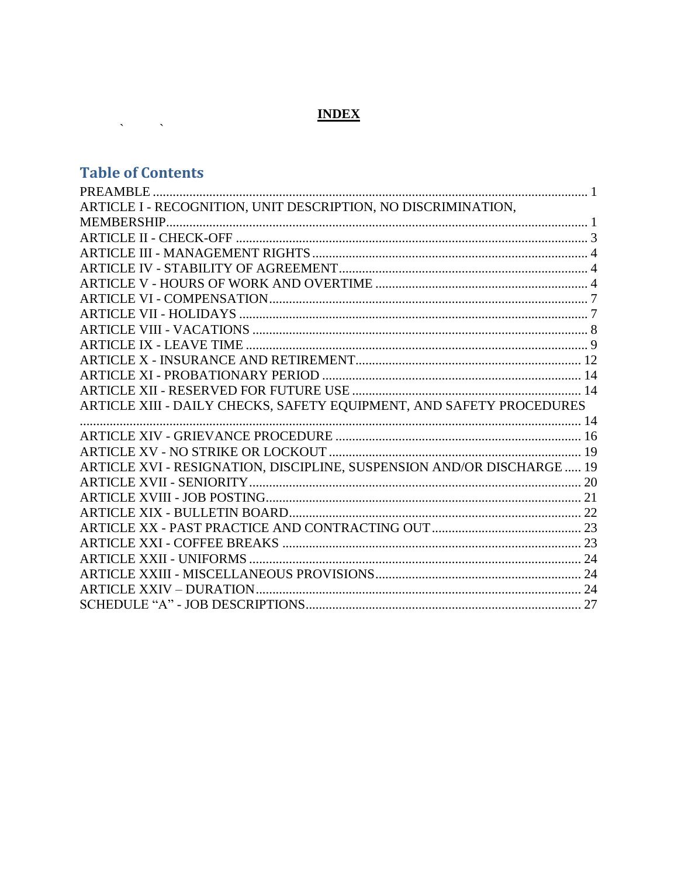# INDEX

## Table of Contents

| | |
|---|---|
| PREAMBLE | 1 |
| ARTICLE I - RECOGNITION, UNIT DESCRIPTION, NO DISCRIMINATION, MEMBERSHIP | 1 |
| ARTICLE II - CHECK-OFF | 3 |
| ARTICLE III - MANAGEMENT RIGHTS | 4 |
| ARTICLE IV - STABILITY OF AGREEMENT | 4 |
| ARTICLE V - HOURS OF WORK AND OVERTIME | 4 |
| ARTICLE VI - COMPENSATION | 7 |
| ARTICLE VII - HOLIDAYS | 7 |
| ARTICLE VIII - VACATIONS | 8 |
| ARTICLE IX - LEAVE TIME | 9 |
| ARTICLE X - INSURANCE AND RETIREMENT | 12 |
| ARTICLE XI - PROBATIONARY PERIOD | 14 |
| ARTICLE XII - RESERVED FOR FUTURE USE | 14 |
| ARTICLE XIII - DAILY CHECKS, SAFETY EQUIPMENT, AND SAFETY PROCEDURES | 14 |
| ARTICLE XIV - GRIEVANCE PROCEDURE | 16 |
| ARTICLE XV - NO STRIKE OR LOCKOUT | 19 |
| ARTICLE XVI - RESIGNATION, DISCIPLINE, SUSPENSION AND/OR DISCHARGE | 19 |
| ARTICLE XVII - SENIORITY | 20 |
| ARTICLE XVIII - JOB POSTING | 21 |
| ARTICLE XIX - BULLETIN BOARD | 22 |
| ARTICLE XX - PAST PRACTICE AND CONTRACTING OUT | 23 |
| ARTICLE XXI - COFFEE BREAKS | 23 |
| ARTICLE XXII - UNIFORMS | 24 |
| ARTICLE XXIII - MISCELLANEOUS PROVISIONS | 24 |
| ARTICLE XXIV – DURATION | 24 |
| SCHEDULE "A" - JOB DESCRIPTIONS | 27 |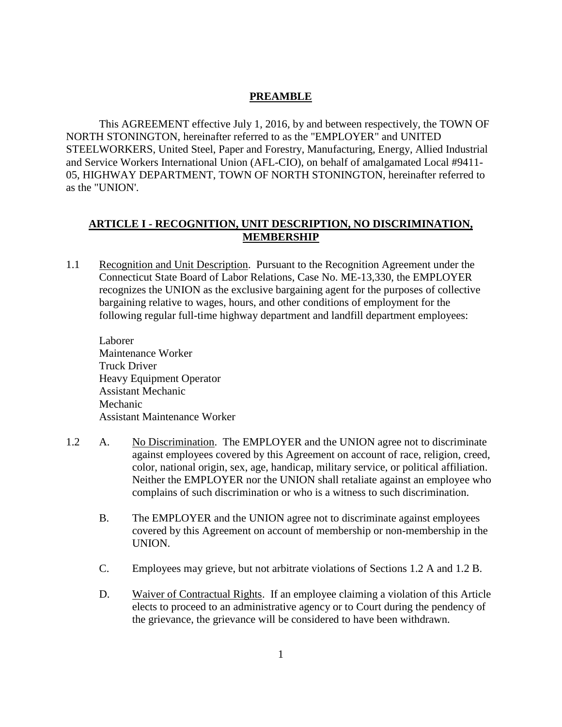## PREAMBLE

This AGREEMENT effective July 1, 2016, by and between respectively, the TOWN OF NORTH STONINGTON, hereinafter referred to as the "EMPLOYER" and UNITED STEELWORKERS, United Steel, Paper and Forestry, Manufacturing, Energy, Allied Industrial and Service Workers International Union (AFL-CIO), on behalf of amalgamated Local #9411-05, HIGHWAY DEPARTMENT, TOWN OF NORTH STONINGTON, hereinafter referred to as the "UNION'.

## ARTICLE I - RECOGNITION, UNIT DESCRIPTION, NO DISCRIMINATION, MEMBERSHIP

1.1 Recognition and Unit Description. Pursuant to the Recognition Agreement under the Connecticut State Board of Labor Relations, Case No. ME-13,330, the EMPLOYER recognizes the UNION as the exclusive bargaining agent for the purposes of collective bargaining relative to wages, hours, and other conditions of employment for the following regular full-time highway department and landfill department employees:

Laborer
Maintenance Worker
Truck Driver
Heavy Equipment Operator
Assistant Mechanic
Mechanic
Assistant Maintenance Worker

1.2 A. No Discrimination. The EMPLOYER and the UNION agree not to discriminate against employees covered by this Agreement on account of race, religion, creed, color, national origin, sex, age, handicap, military service, or political affiliation. Neither the EMPLOYER nor the UNION shall retaliate against an employee who complains of such discrimination or who is a witness to such discrimination.

B. The EMPLOYER and the UNION agree not to discriminate against employees covered by this Agreement on account of membership or non-membership in the UNION.

C. Employees may grieve, but not arbitrate violations of Sections 1.2 A and 1.2 B.

D. Waiver of Contractual Rights. If an employee claiming a violation of this Article elects to proceed to an administrative agency or to Court during the pendency of the grievance, the grievance will be considered to have been withdrawn.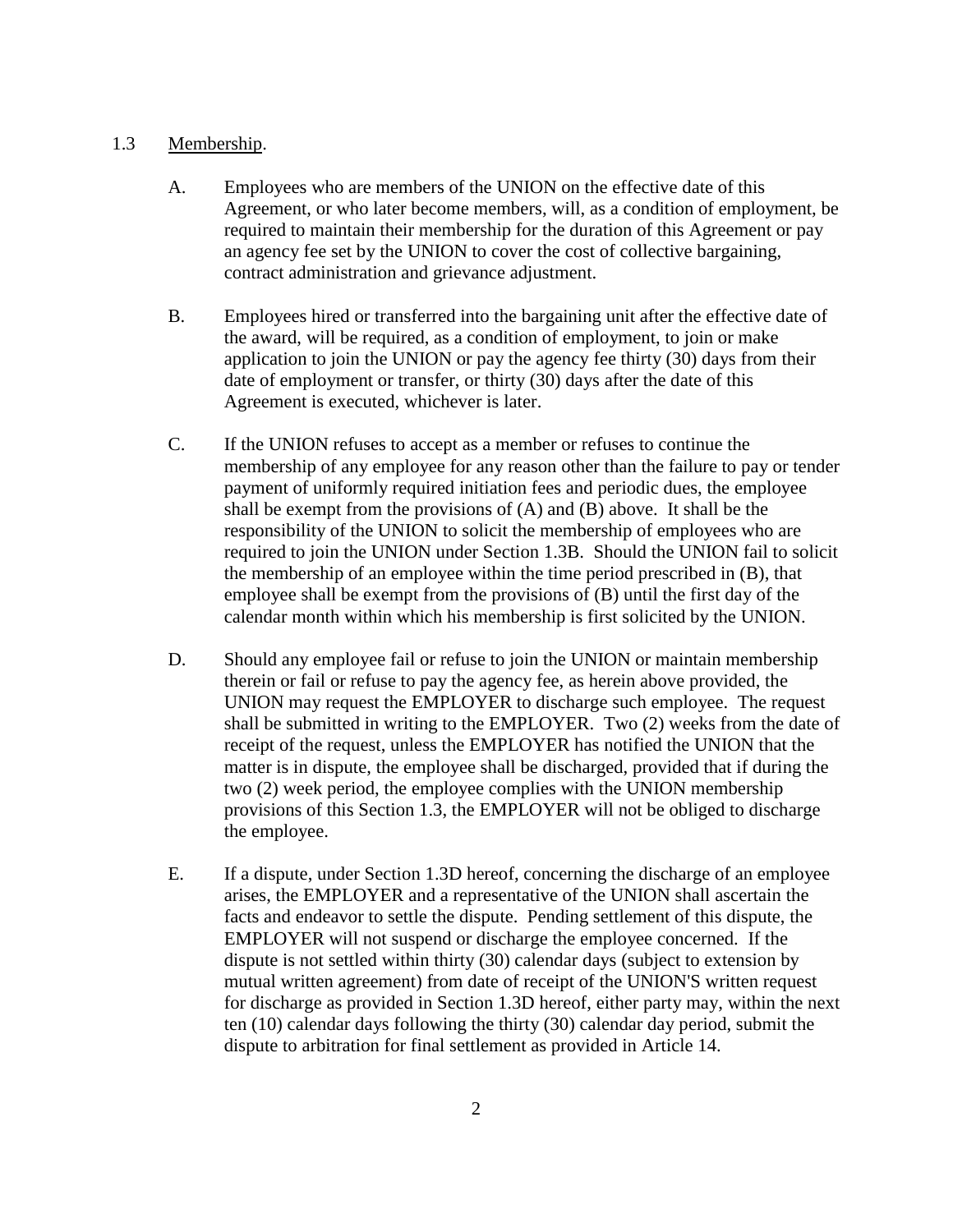## 1.3 Membership.

A. Employees who are members of the UNION on the effective date of this Agreement, or who later become members, will, as a condition of employment, be required to maintain their membership for the duration of this Agreement or pay an agency fee set by the UNION to cover the cost of collective bargaining, contract administration and grievance adjustment.

B. Employees hired or transferred into the bargaining unit after the effective date of the award, will be required, as a condition of employment, to join or make application to join the UNION or pay the agency fee thirty (30) days from their date of employment or transfer, or thirty (30) days after the date of this Agreement is executed, whichever is later.

C. If the UNION refuses to accept as a member or refuses to continue the membership of any employee for any reason other than the failure to pay or tender payment of uniformly required initiation fees and periodic dues, the employee shall be exempt from the provisions of (A) and (B) above. It shall be the responsibility of the UNION to solicit the membership of employees who are required to join the UNION under Section 1.3B. Should the UNION fail to solicit the membership of an employee within the time period prescribed in (B), that employee shall be exempt from the provisions of (B) until the first day of the calendar month within which his membership is first solicited by the UNION.

D. Should any employee fail or refuse to join the UNION or maintain membership therein or fail or refuse to pay the agency fee, as herein above provided, the UNION may request the EMPLOYER to discharge such employee. The request shall be submitted in writing to the EMPLOYER. Two (2) weeks from the date of receipt of the request, unless the EMPLOYER has notified the UNION that the matter is in dispute, the employee shall be discharged, provided that if during the two (2) week period, the employee complies with the UNION membership provisions of this Section 1.3, the EMPLOYER will not be obliged to discharge the employee.

E. If a dispute, under Section 1.3D hereof, concerning the discharge of an employee arises, the EMPLOYER and a representative of the UNION shall ascertain the facts and endeavor to settle the dispute. Pending settlement of this dispute, the EMPLOYER will not suspend or discharge the employee concerned. If the dispute is not settled within thirty (30) calendar days (subject to extension by mutual written agreement) from date of receipt of the UNION'S written request for discharge as provided in Section 1.3D hereof, either party may, within the next ten (10) calendar days following the thirty (30) calendar day period, submit the dispute to arbitration for final settlement as provided in Article 14.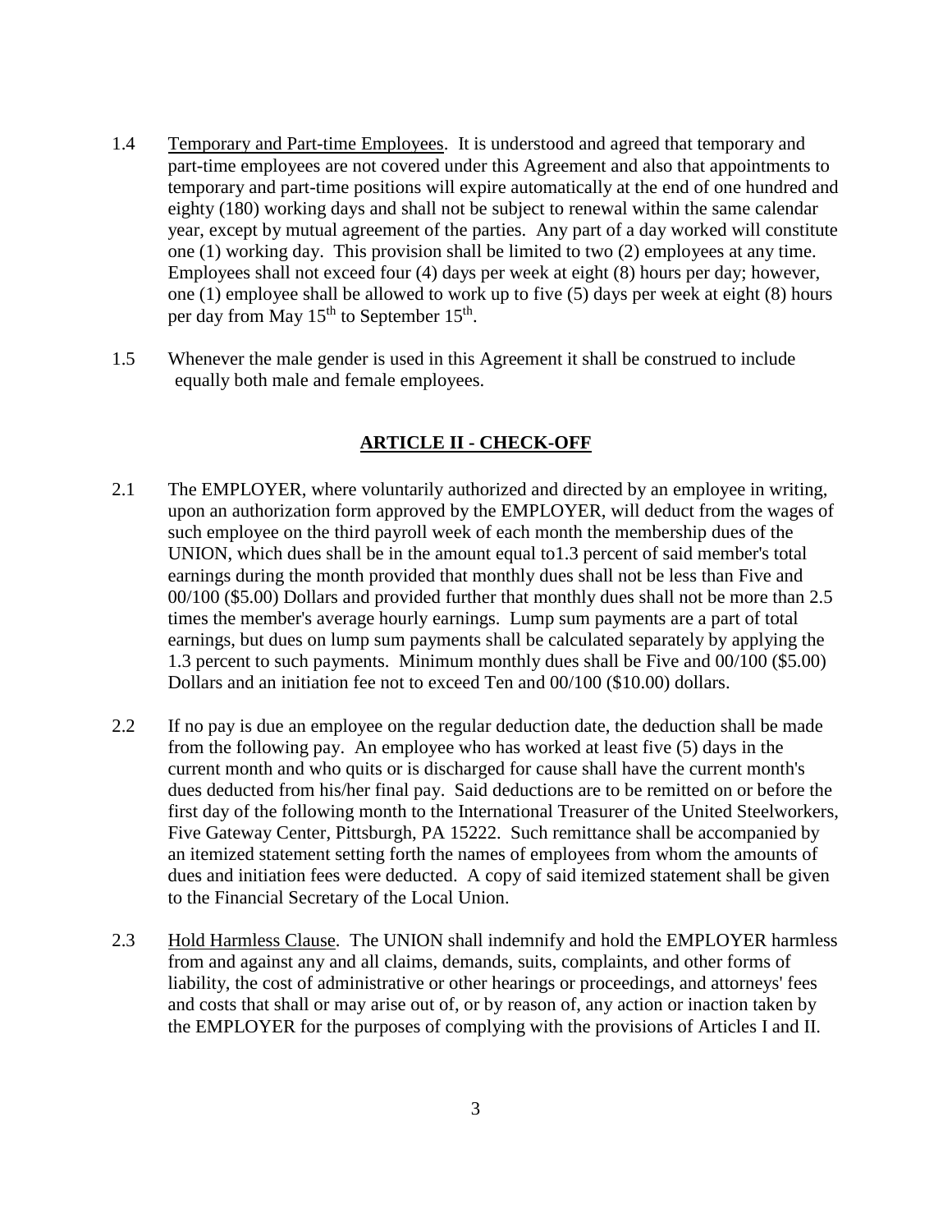1.4 Temporary and Part-time Employees. It is understood and agreed that temporary and part-time employees are not covered under this Agreement and also that appointments to temporary and part-time positions will expire automatically at the end of one hundred and eighty (180) working days and shall not be subject to renewal within the same calendar year, except by mutual agreement of the parties. Any part of a day worked will constitute one (1) working day. This provision shall be limited to two (2) employees at any time. Employees shall not exceed four (4) days per week at eight (8) hours per day; however, one (1) employee shall be allowed to work up to five (5) days per week at eight (8) hours per day from May 15th to September 15th.

1.5 Whenever the male gender is used in this Agreement it shall be construed to include equally both male and female employees.

## ARTICLE II - CHECK-OFF

2.1 The EMPLOYER, where voluntarily authorized and directed by an employee in writing, upon an authorization form approved by the EMPLOYER, will deduct from the wages of such employee on the third payroll week of each month the membership dues of the UNION, which dues shall be in the amount equal to1.3 percent of said member's total earnings during the month provided that monthly dues shall not be less than Five and 00/100 ($5.00) Dollars and provided further that monthly dues shall not be more than 2.5 times the member's average hourly earnings. Lump sum payments are a part of total earnings, but dues on lump sum payments shall be calculated separately by applying the 1.3 percent to such payments. Minimum monthly dues shall be Five and 00/100 ($5.00) Dollars and an initiation fee not to exceed Ten and 00/100 ($10.00) dollars.

2.2 If no pay is due an employee on the regular deduction date, the deduction shall be made from the following pay. An employee who has worked at least five (5) days in the current month and who quits or is discharged for cause shall have the current month's dues deducted from his/her final pay. Said deductions are to be remitted on or before the first day of the following month to the International Treasurer of the United Steelworkers, Five Gateway Center, Pittsburgh, PA 15222. Such remittance shall be accompanied by an itemized statement setting forth the names of employees from whom the amounts of dues and initiation fees were deducted. A copy of said itemized statement shall be given to the Financial Secretary of the Local Union.

2.3 Hold Harmless Clause. The UNION shall indemnify and hold the EMPLOYER harmless from and against any and all claims, demands, suits, complaints, and other forms of liability, the cost of administrative or other hearings or proceedings, and attorneys' fees and costs that shall or may arise out of, or by reason of, any action or inaction taken by the EMPLOYER for the purposes of complying with the provisions of Articles I and II.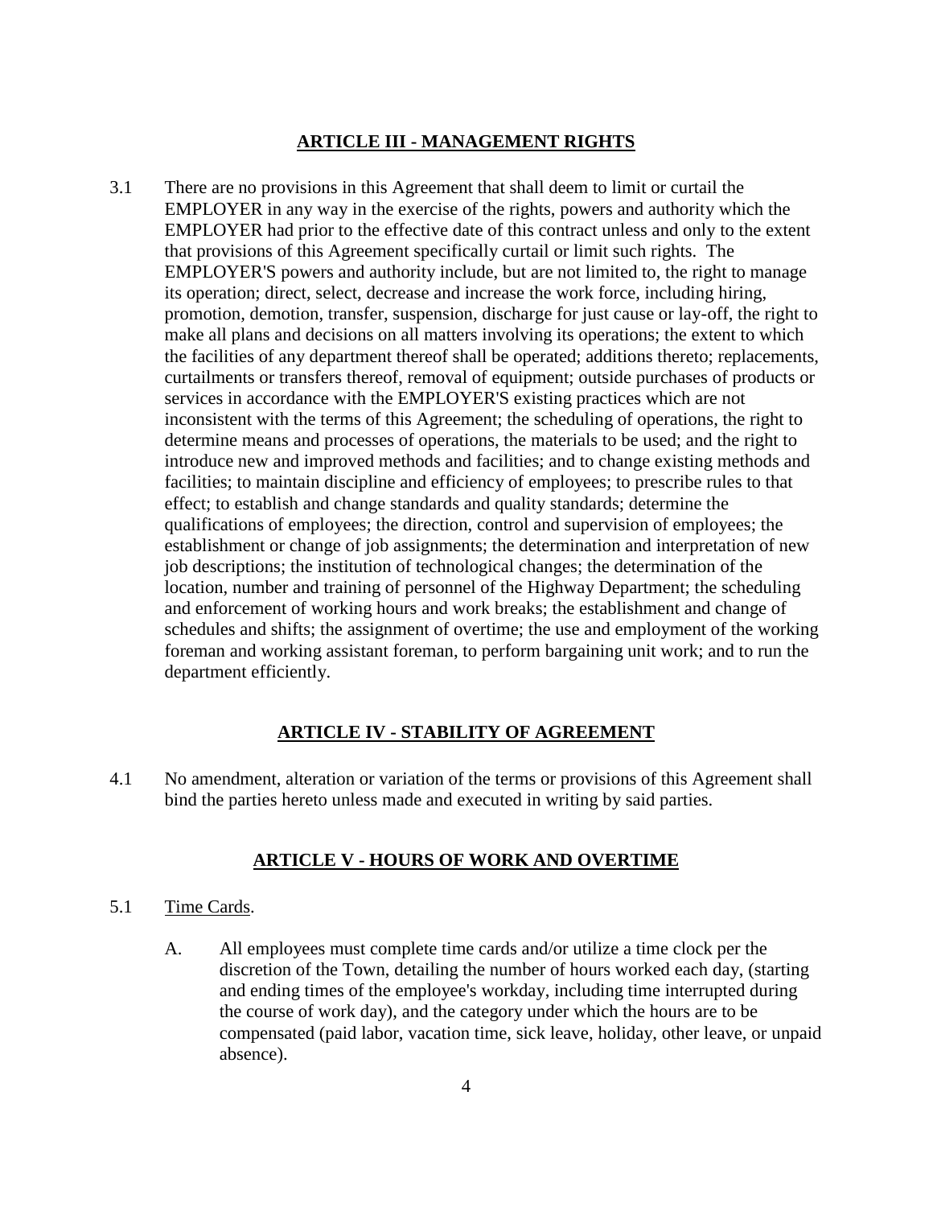## ARTICLE III - MANAGEMENT RIGHTS

3.1 There are no provisions in this Agreement that shall deem to limit or curtail the EMPLOYER in any way in the exercise of the rights, powers and authority which the EMPLOYER had prior to the effective date of this contract unless and only to the extent that provisions of this Agreement specifically curtail or limit such rights. The EMPLOYER'S powers and authority include, but are not limited to, the right to manage its operation; direct, select, decrease and increase the work force, including hiring, promotion, demotion, transfer, suspension, discharge for just cause or lay-off, the right to make all plans and decisions on all matters involving its operations; the extent to which the facilities of any department thereof shall be operated; additions thereto; replacements, curtailments or transfers thereof, removal of equipment; outside purchases of products or services in accordance with the EMPLOYER'S existing practices which are not inconsistent with the terms of this Agreement; the scheduling of operations, the right to determine means and processes of operations, the materials to be used; and the right to introduce new and improved methods and facilities; and to change existing methods and facilities; to maintain discipline and efficiency of employees; to prescribe rules to that effect; to establish and change standards and quality standards; determine the qualifications of employees; the direction, control and supervision of employees; the establishment or change of job assignments; the determination and interpretation of new job descriptions; the institution of technological changes; the determination of the location, number and training of personnel of the Highway Department; the scheduling and enforcement of working hours and work breaks; the establishment and change of schedules and shifts; the assignment of overtime; the use and employment of the working foreman and working assistant foreman, to perform bargaining unit work; and to run the department efficiently.

## ARTICLE IV - STABILITY OF AGREEMENT

4.1 No amendment, alteration or variation of the terms or provisions of this Agreement shall bind the parties hereto unless made and executed in writing by said parties.

## ARTICLE V - HOURS OF WORK AND OVERTIME

5.1 Time Cards.

A. All employees must complete time cards and/or utilize a time clock per the discretion of the Town, detailing the number of hours worked each day, (starting and ending times of the employee's workday, including time interrupted during the course of work day), and the category under which the hours are to be compensated (paid labor, vacation time, sick leave, holiday, other leave, or unpaid absence).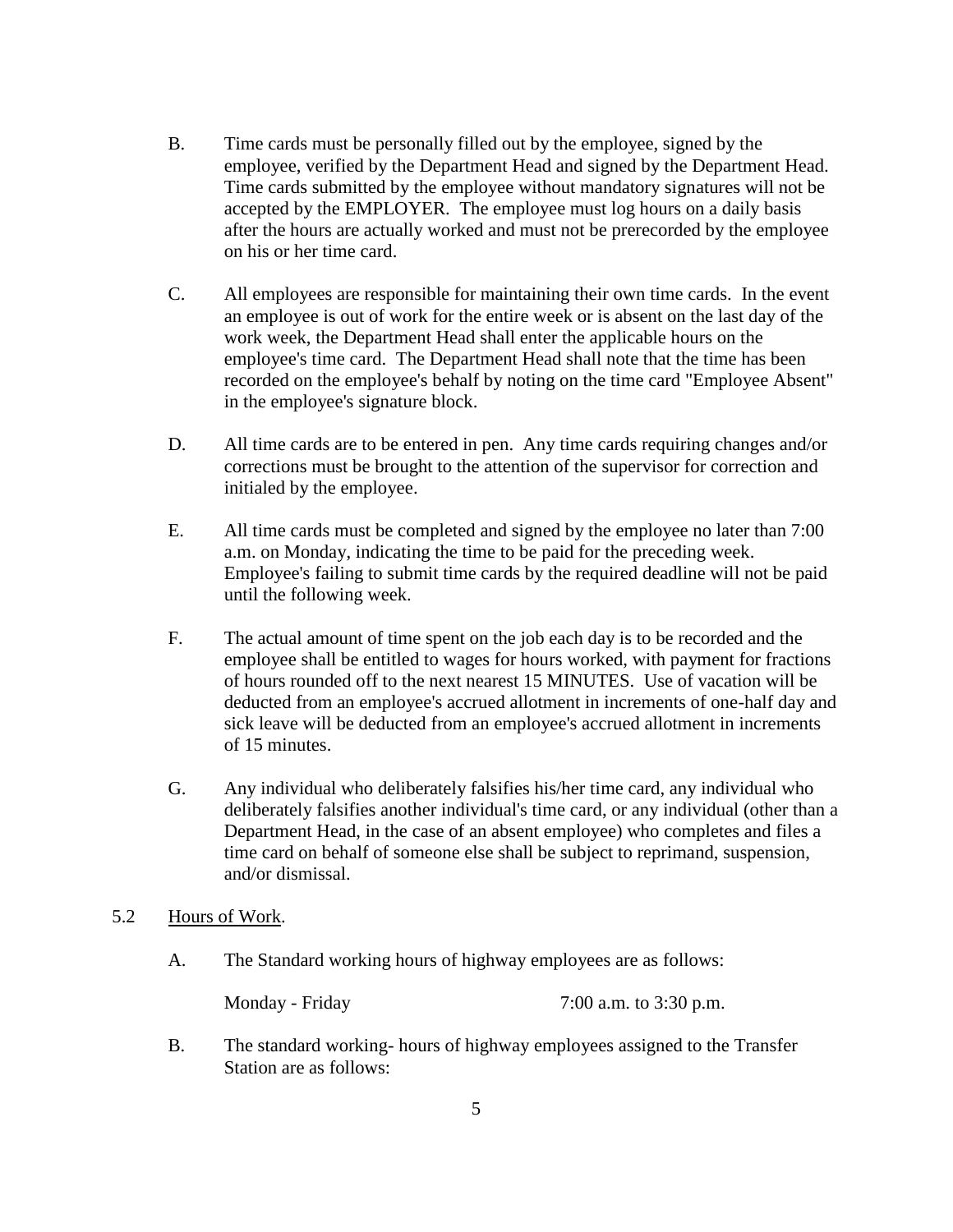B. Time cards must be personally filled out by the employee, signed by the employee, verified by the Department Head and signed by the Department Head. Time cards submitted by the employee without mandatory signatures will not be accepted by the EMPLOYER. The employee must log hours on a daily basis after the hours are actually worked and must not be prerecorded by the employee on his or her time card.

C. All employees are responsible for maintaining their own time cards. In the event an employee is out of work for the entire week or is absent on the last day of the work week, the Department Head shall enter the applicable hours on the employee's time card. The Department Head shall note that the time has been recorded on the employee's behalf by noting on the time card "Employee Absent" in the employee's signature block.

D. All time cards are to be entered in pen. Any time cards requiring changes and/or corrections must be brought to the attention of the supervisor for correction and initialed by the employee.

E. All time cards must be completed and signed by the employee no later than 7:00 a.m. on Monday, indicating the time to be paid for the preceding week. Employee's failing to submit time cards by the required deadline will not be paid until the following week.

F. The actual amount of time spent on the job each day is to be recorded and the employee shall be entitled to wages for hours worked, with payment for fractions of hours rounded off to the next nearest 15 MINUTES. Use of vacation will be deducted from an employee's accrued allotment in increments of one-half day and sick leave will be deducted from an employee's accrued allotment in increments of 15 minutes.

G. Any individual who deliberately falsifies his/her time card, any individual who deliberately falsifies another individual's time card, or any individual (other than a Department Head, in the case of an absent employee) who completes and files a time card on behalf of someone else shall be subject to reprimand, suspension, and/or dismissal.

5.2 <u>Hours of Work</u>.

A. The Standard working hours of highway employees are as follows:

Monday - Friday 7:00 a.m. to 3:30 p.m.

B. The standard working- hours of highway employees assigned to the Transfer Station are as follows: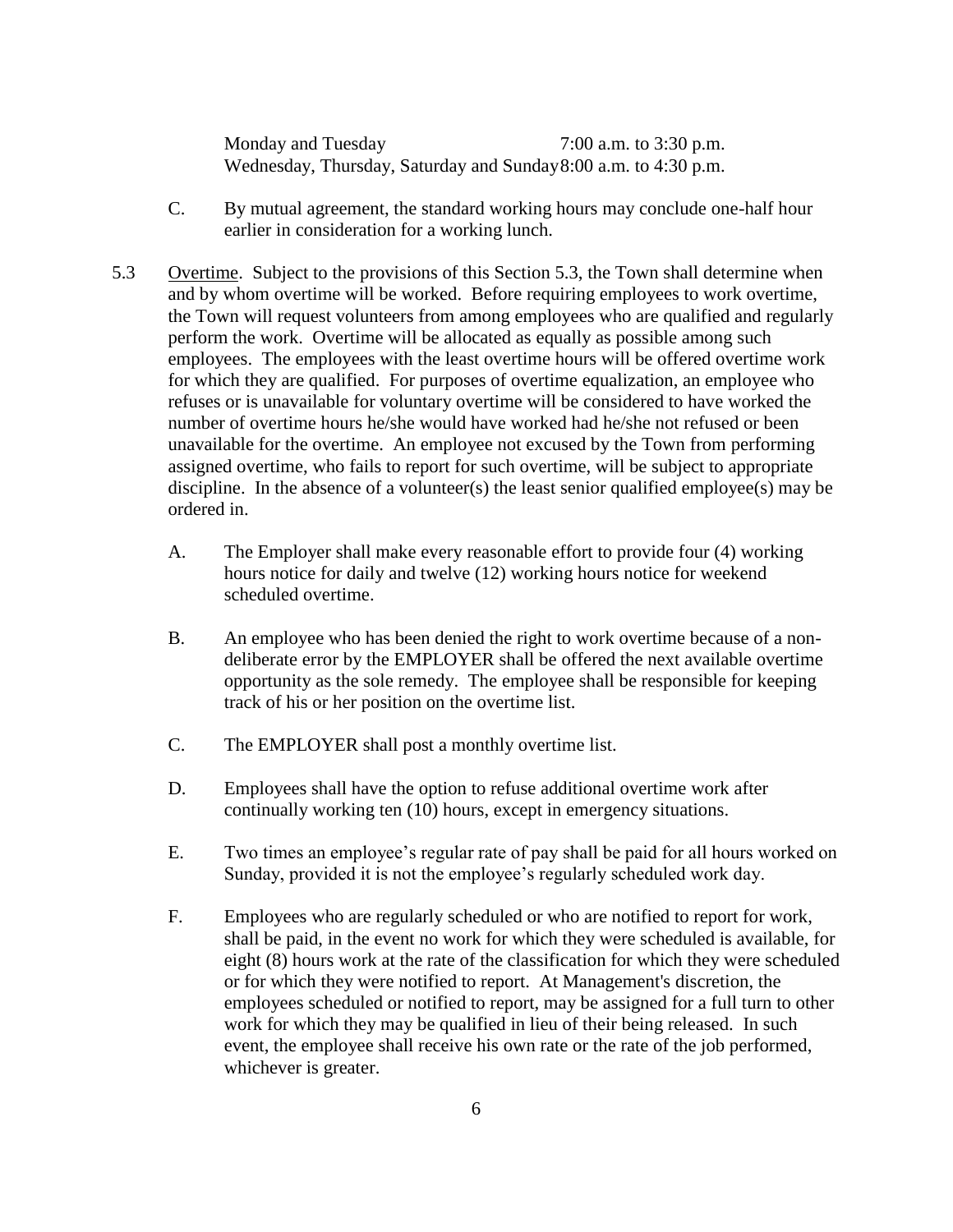| | |
|---|---|
| Monday and Tuesday | 7:00 a.m. to 3:30 p.m. |
| Wednesday, Thursday, Saturday and Sunday | 8:00 a.m. to 4:30 p.m. |

C. By mutual agreement, the standard working hours may conclude one-half hour earlier in consideration for a working lunch.

5.3 Overtime. Subject to the provisions of this Section 5.3, the Town shall determine when and by whom overtime will be worked. Before requiring employees to work overtime, the Town will request volunteers from among employees who are qualified and regularly perform the work. Overtime will be allocated as equally as possible among such employees. The employees with the least overtime hours will be offered overtime work for which they are qualified. For purposes of overtime equalization, an employee who refuses or is unavailable for voluntary overtime will be considered to have worked the number of overtime hours he/she would have worked had he/she not refused or been unavailable for the overtime. An employee not excused by the Town from performing assigned overtime, who fails to report for such overtime, will be subject to appropriate discipline. In the absence of a volunteer(s) the least senior qualified employee(s) may be ordered in.

A. The Employer shall make every reasonable effort to provide four (4) working hours notice for daily and twelve (12) working hours notice for weekend scheduled overtime.

B. An employee who has been denied the right to work overtime because of a non-deliberate error by the EMPLOYER shall be offered the next available overtime opportunity as the sole remedy. The employee shall be responsible for keeping track of his or her position on the overtime list.

C. The EMPLOYER shall post a monthly overtime list.

D. Employees shall have the option to refuse additional overtime work after continually working ten (10) hours, except in emergency situations.

E. Two times an employee's regular rate of pay shall be paid for all hours worked on Sunday, provided it is not the employee's regularly scheduled work day.

F. Employees who are regularly scheduled or who are notified to report for work, shall be paid, in the event no work for which they were scheduled is available, for eight (8) hours work at the rate of the classification for which they were scheduled or for which they were notified to report. At Management's discretion, the employees scheduled or notified to report, may be assigned for a full turn to other work for which they may be qualified in lieu of their being released. In such event, the employee shall receive his own rate or the rate of the job performed, whichever is greater.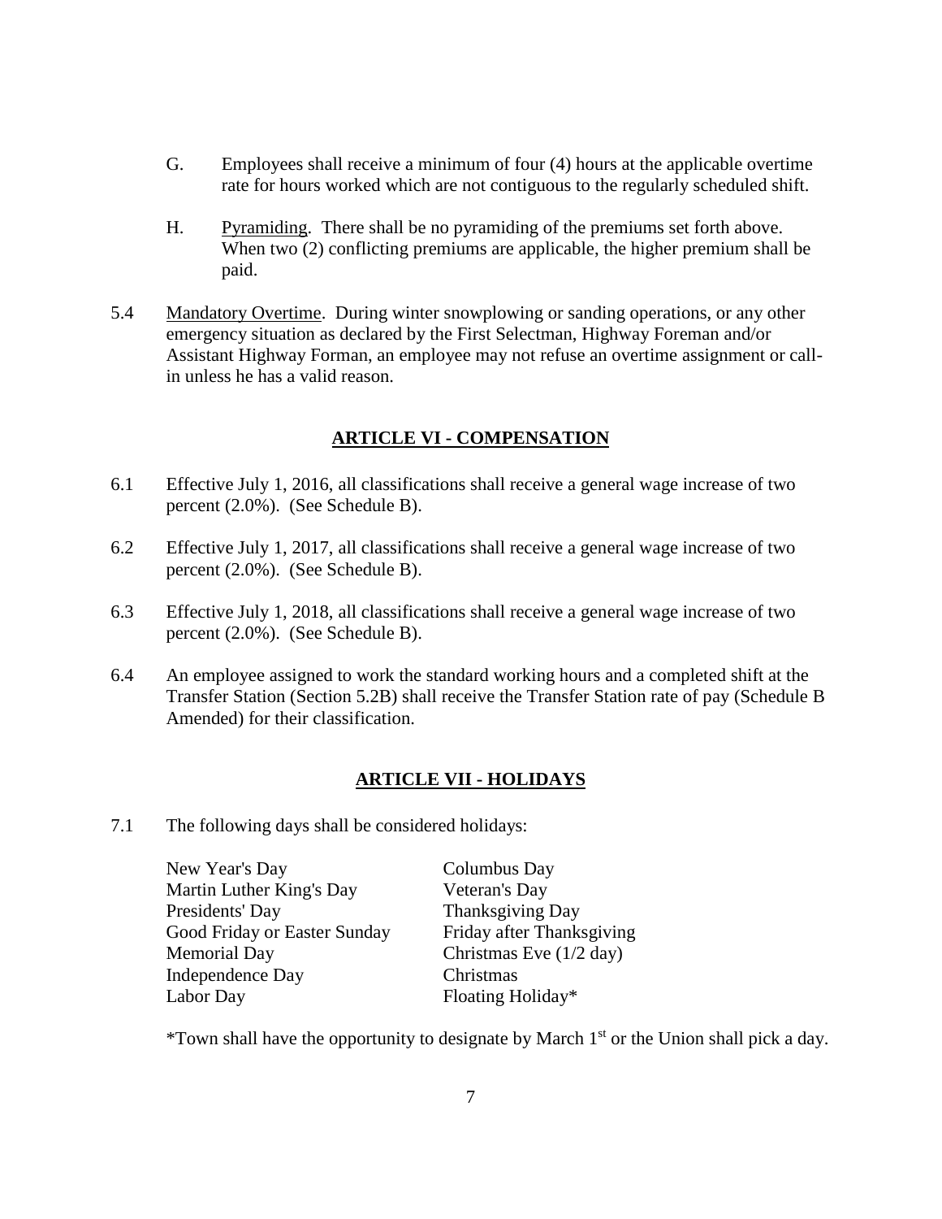G. Employees shall receive a minimum of four (4) hours at the applicable overtime rate for hours worked which are not contiguous to the regularly scheduled shift.

H. Pyramiding. There shall be no pyramiding of the premiums set forth above. When two (2) conflicting premiums are applicable, the higher premium shall be paid.

5.4 Mandatory Overtime. During winter snowplowing or sanding operations, or any other emergency situation as declared by the First Selectman, Highway Foreman and/or Assistant Highway Forman, an employee may not refuse an overtime assignment or call-in unless he has a valid reason.

## ARTICLE VI - COMPENSATION

6.1 Effective July 1, 2016, all classifications shall receive a general wage increase of two percent (2.0%). (See Schedule B).

6.2 Effective July 1, 2017, all classifications shall receive a general wage increase of two percent (2.0%). (See Schedule B).

6.3 Effective July 1, 2018, all classifications shall receive a general wage increase of two percent (2.0%). (See Schedule B).

6.4 An employee assigned to work the standard working hours and a completed shift at the Transfer Station (Section 5.2B) shall receive the Transfer Station rate of pay (Schedule B Amended) for their classification.

## ARTICLE VII - HOLIDAYS

7.1 The following days shall be considered holidays:

| | |
|---|---|
| New Year's Day | Columbus Day |
| Martin Luther King's Day | Veteran's Day |
| Presidents' Day | Thanksgiving Day |
| Good Friday or Easter Sunday | Friday after Thanksgiving |
| Memorial Day | Christmas Eve (1/2 day) |
| Independence Day | Christmas |
| Labor Day | Floating Holiday* |

*Town shall have the opportunity to designate by March 1st or the Union shall pick a day.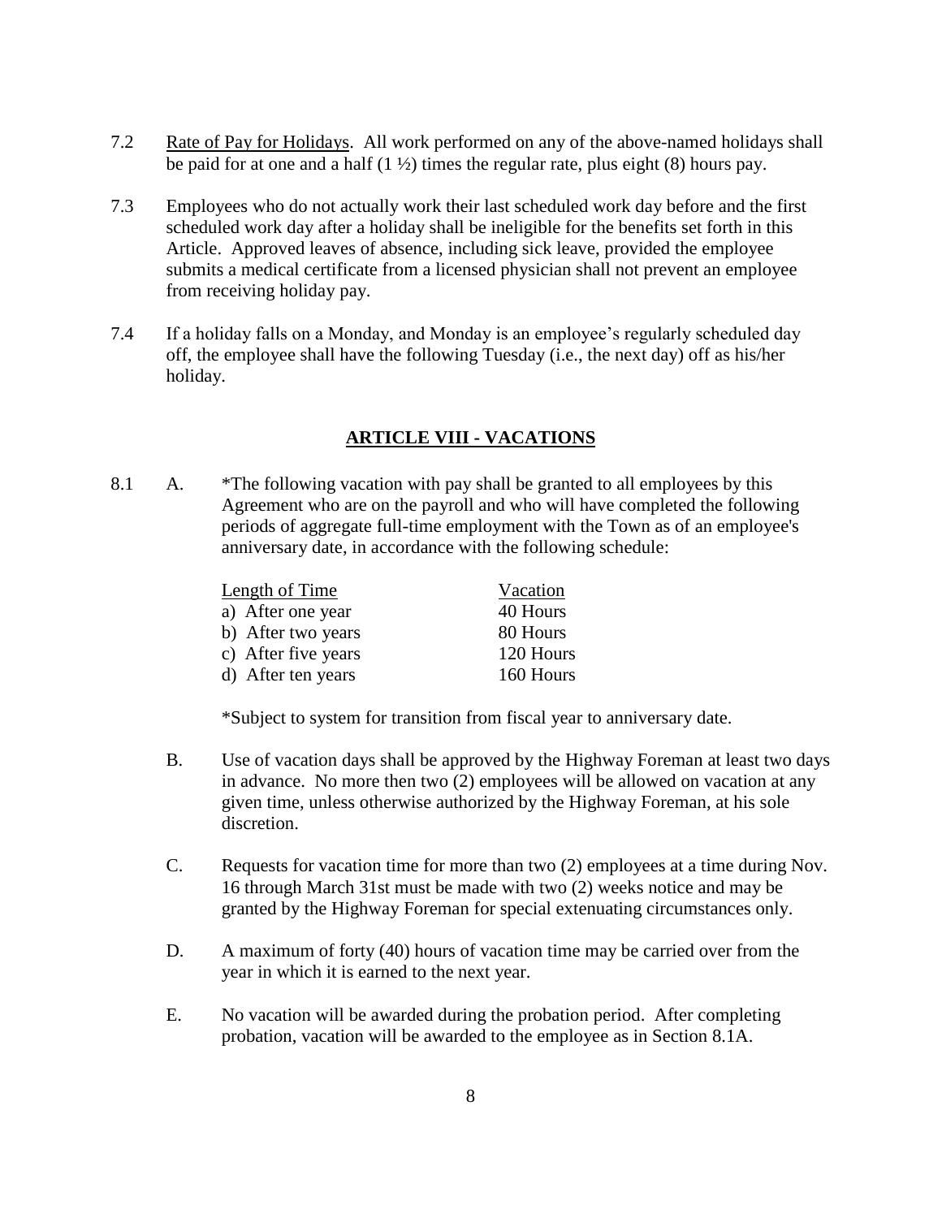7.2 Rate of Pay for Holidays. All work performed on any of the above-named holidays shall be paid for at one and a half (1 ½) times the regular rate, plus eight (8) hours pay.

7.3 Employees who do not actually work their last scheduled work day before and the first scheduled work day after a holiday shall be ineligible for the benefits set forth in this Article. Approved leaves of absence, including sick leave, provided the employee submits a medical certificate from a licensed physician shall not prevent an employee from receiving holiday pay.

7.4 If a holiday falls on a Monday, and Monday is an employee's regularly scheduled day off, the employee shall have the following Tuesday (i.e., the next day) off as his/her holiday.

## ARTICLE VIII - VACATIONS

8.1 A. *The following vacation with pay shall be granted to all employees by this Agreement who are on the payroll and who will have completed the following periods of aggregate full-time employment with the Town as of an employee's anniversary date, in accordance with the following schedule:

| Length of Time | Vacation |
|---|---|
| a) After one year | 40 Hours |
| b) After two years | 80 Hours |
| c) After five years | 120 Hours |
| d) After ten years | 160 Hours |

*Subject to system for transition from fiscal year to anniversary date.

B. Use of vacation days shall be approved by the Highway Foreman at least two days in advance. No more then two (2) employees will be allowed on vacation at any given time, unless otherwise authorized by the Highway Foreman, at his sole discretion.

C. Requests for vacation time for more than two (2) employees at a time during Nov. 16 through March 31st must be made with two (2) weeks notice and may be granted by the Highway Foreman for special extenuating circumstances only.

D. A maximum of forty (40) hours of vacation time may be carried over from the year in which it is earned to the next year.

E. No vacation will be awarded during the probation period. After completing probation, vacation will be awarded to the employee as in Section 8.1A.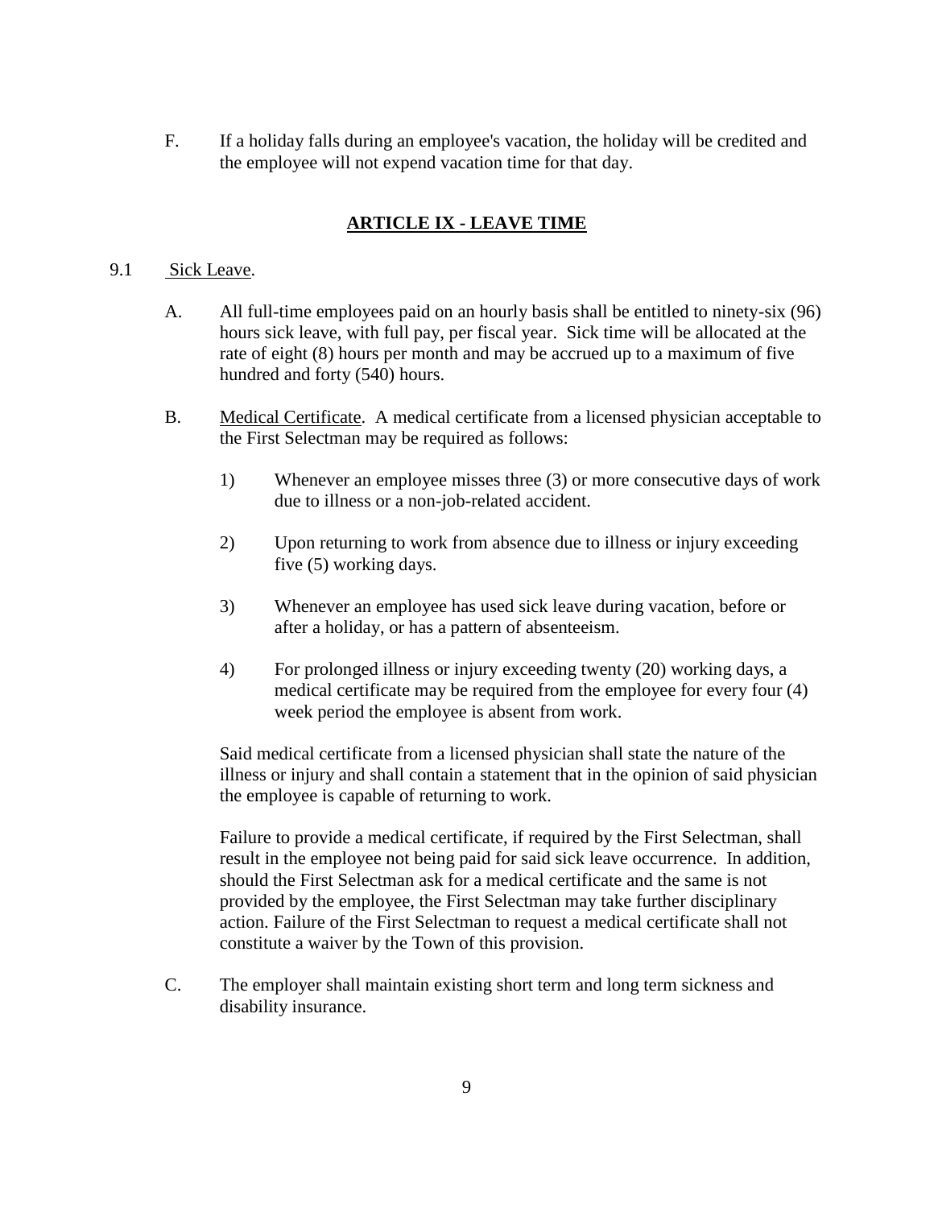F. If a holiday falls during an employee's vacation, the holiday will be credited and the employee will not expend vacation time for that day.

## ARTICLE IX - LEAVE TIME

9.1 Sick Leave.

A. All full-time employees paid on an hourly basis shall be entitled to ninety-six (96) hours sick leave, with full pay, per fiscal year. Sick time will be allocated at the rate of eight (8) hours per month and may be accrued up to a maximum of five hundred and forty (540) hours.

B. Medical Certificate. A medical certificate from a licensed physician acceptable to the First Selectman may be required as follows:

1) Whenever an employee misses three (3) or more consecutive days of work due to illness or a non-job-related accident.

2) Upon returning to work from absence due to illness or injury exceeding five (5) working days.

3) Whenever an employee has used sick leave during vacation, before or after a holiday, or has a pattern of absenteeism.

4) For prolonged illness or injury exceeding twenty (20) working days, a medical certificate may be required from the employee for every four (4) week period the employee is absent from work.

Said medical certificate from a licensed physician shall state the nature of the illness or injury and shall contain a statement that in the opinion of said physician the employee is capable of returning to work.

Failure to provide a medical certificate, if required by the First Selectman, shall result in the employee not being paid for said sick leave occurrence. In addition, should the First Selectman ask for a medical certificate and the same is not provided by the employee, the First Selectman may take further disciplinary action. Failure of the First Selectman to request a medical certificate shall not constitute a waiver by the Town of this provision.

C. The employer shall maintain existing short term and long term sickness and disability insurance.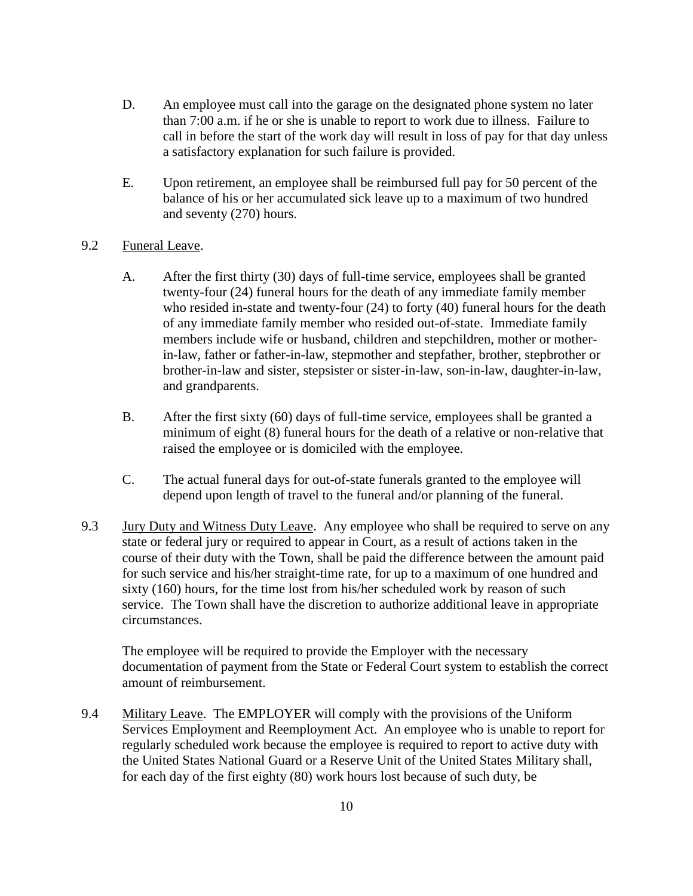D. An employee must call into the garage on the designated phone system no later than 7:00 a.m. if he or she is unable to report to work due to illness. Failure to call in before the start of the work day will result in loss of pay for that day unless a satisfactory explanation for such failure is provided.

E. Upon retirement, an employee shall be reimbursed full pay for 50 percent of the balance of his or her accumulated sick leave up to a maximum of two hundred and seventy (270) hours.

9.2 <u>Funeral Leave</u>.

A. After the first thirty (30) days of full-time service, employees shall be granted twenty-four (24) funeral hours for the death of any immediate family member who resided in-state and twenty-four (24) to forty (40) funeral hours for the death of any immediate family member who resided out-of-state. Immediate family members include wife or husband, children and stepchildren, mother or mother-in-law, father or father-in-law, stepmother and stepfather, brother, stepbrother or brother-in-law and sister, stepsister or sister-in-law, son-in-law, daughter-in-law, and grandparents.

B. After the first sixty (60) days of full-time service, employees shall be granted a minimum of eight (8) funeral hours for the death of a relative or non-relative that raised the employee or is domiciled with the employee.

C. The actual funeral days for out-of-state funerals granted to the employee will depend upon length of travel to the funeral and/or planning of the funeral.

9.3 <u>Jury Duty and Witness Duty Leave</u>. Any employee who shall be required to serve on any state or federal jury or required to appear in Court, as a result of actions taken in the course of their duty with the Town, shall be paid the difference between the amount paid for such service and his/her straight-time rate, for up to a maximum of one hundred and sixty (160) hours, for the time lost from his/her scheduled work by reason of such service. The Town shall have the discretion to authorize additional leave in appropriate circumstances.

The employee will be required to provide the Employer with the necessary documentation of payment from the State or Federal Court system to establish the correct amount of reimbursement.

9.4 <u>Military Leave</u>. The EMPLOYER will comply with the provisions of the Uniform Services Employment and Reemployment Act. An employee who is unable to report for regularly scheduled work because the employee is required to report to active duty with the United States National Guard or a Reserve Unit of the United States Military shall, for each day of the first eighty (80) work hours lost because of such duty, be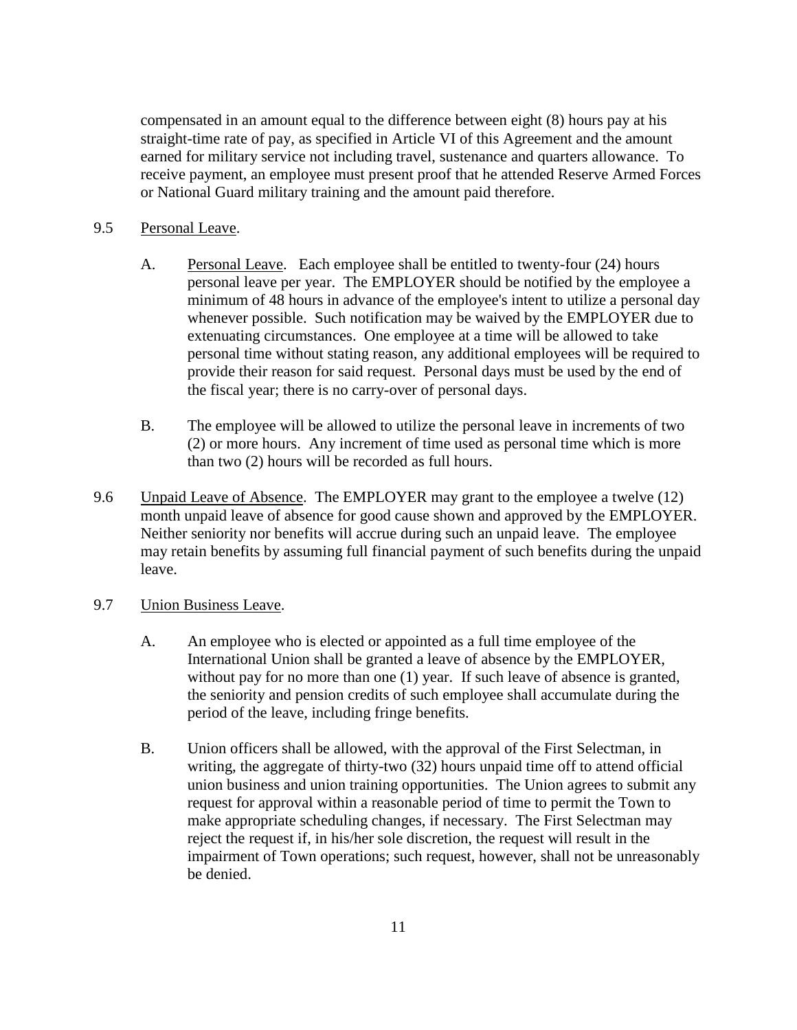compensated in an amount equal to the difference between eight (8) hours pay at his straight-time rate of pay, as specified in Article VI of this Agreement and the amount earned for military service not including travel, sustenance and quarters allowance. To receive payment, an employee must present proof that he attended Reserve Armed Forces or National Guard military training and the amount paid therefore.

9.5 Personal Leave.

A. Personal Leave. Each employee shall be entitled to twenty-four (24) hours personal leave per year. The EMPLOYER should be notified by the employee a minimum of 48 hours in advance of the employee's intent to utilize a personal day whenever possible. Such notification may be waived by the EMPLOYER due to extenuating circumstances. One employee at a time will be allowed to take personal time without stating reason, any additional employees will be required to provide their reason for said request. Personal days must be used by the end of the fiscal year; there is no carry-over of personal days.

B. The employee will be allowed to utilize the personal leave in increments of two (2) or more hours. Any increment of time used as personal time which is more than two (2) hours will be recorded as full hours.

9.6 Unpaid Leave of Absence. The EMPLOYER may grant to the employee a twelve (12) month unpaid leave of absence for good cause shown and approved by the EMPLOYER. Neither seniority nor benefits will accrue during such an unpaid leave. The employee may retain benefits by assuming full financial payment of such benefits during the unpaid leave.

9.7 Union Business Leave.

A. An employee who is elected or appointed as a full time employee of the International Union shall be granted a leave of absence by the EMPLOYER, without pay for no more than one (1) year. If such leave of absence is granted, the seniority and pension credits of such employee shall accumulate during the period of the leave, including fringe benefits.

B. Union officers shall be allowed, with the approval of the First Selectman, in writing, the aggregate of thirty-two (32) hours unpaid time off to attend official union business and union training opportunities. The Union agrees to submit any request for approval within a reasonable period of time to permit the Town to make appropriate scheduling changes, if necessary. The First Selectman may reject the request if, in his/her sole discretion, the request will result in the impairment of Town operations; such request, however, shall not be unreasonably be denied.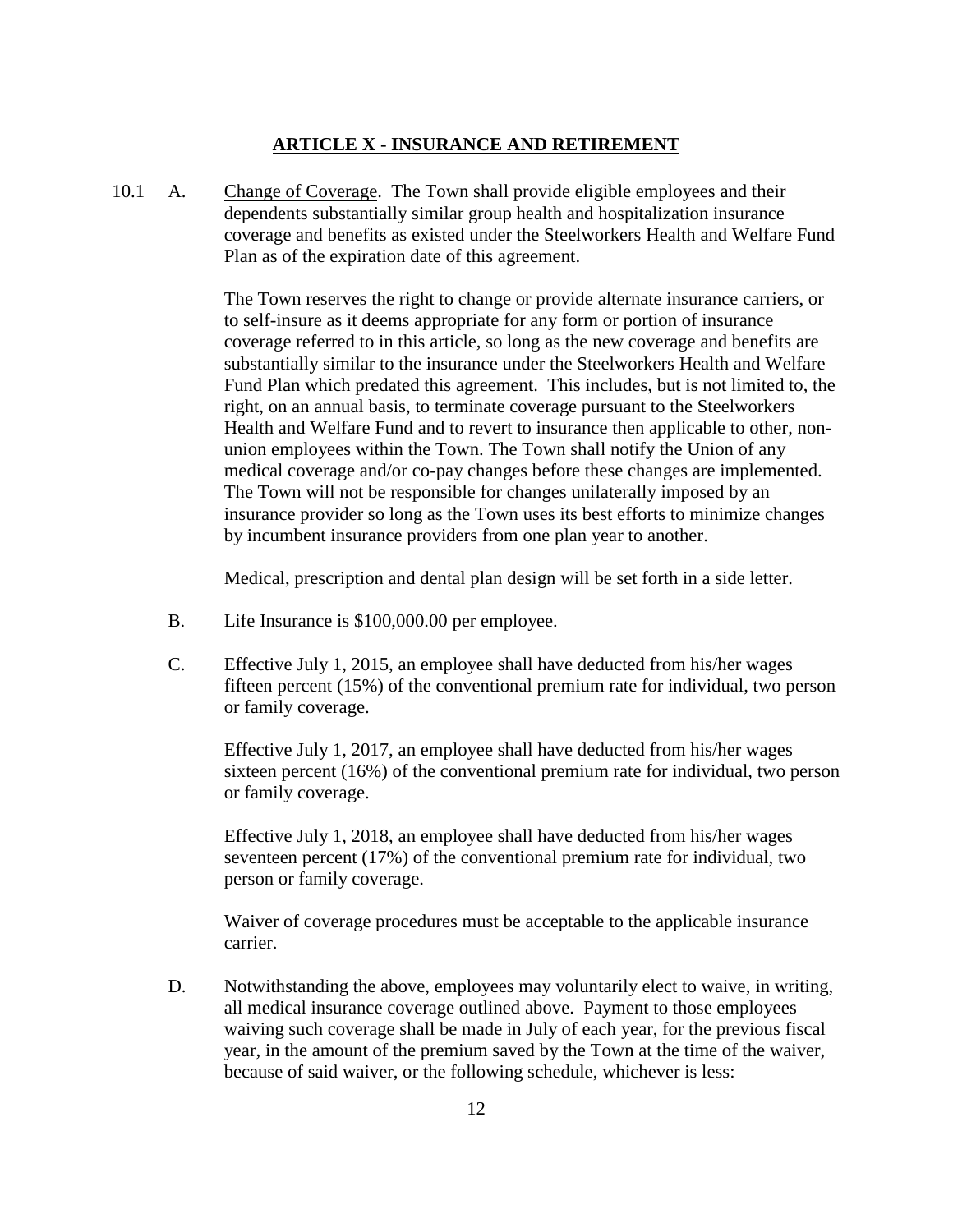## ARTICLE X - INSURANCE AND RETIREMENT

10.1 A. Change of Coverage. The Town shall provide eligible employees and their dependents substantially similar group health and hospitalization insurance coverage and benefits as existed under the Steelworkers Health and Welfare Fund Plan as of the expiration date of this agreement.

The Town reserves the right to change or provide alternate insurance carriers, or to self-insure as it deems appropriate for any form or portion of insurance coverage referred to in this article, so long as the new coverage and benefits are substantially similar to the insurance under the Steelworkers Health and Welfare Fund Plan which predated this agreement. This includes, but is not limited to, the right, on an annual basis, to terminate coverage pursuant to the Steelworkers Health and Welfare Fund and to revert to insurance then applicable to other, non-union employees within the Town. The Town shall notify the Union of any medical coverage and/or co-pay changes before these changes are implemented. The Town will not be responsible for changes unilaterally imposed by an insurance provider so long as the Town uses its best efforts to minimize changes by incumbent insurance providers from one plan year to another.

Medical, prescription and dental plan design will be set forth in a side letter.

B. Life Insurance is $100,000.00 per employee.

C. Effective July 1, 2015, an employee shall have deducted from his/her wages fifteen percent (15%) of the conventional premium rate for individual, two person or family coverage.

Effective July 1, 2017, an employee shall have deducted from his/her wages sixteen percent (16%) of the conventional premium rate for individual, two person or family coverage.

Effective July 1, 2018, an employee shall have deducted from his/her wages seventeen percent (17%) of the conventional premium rate for individual, two person or family coverage.

Waiver of coverage procedures must be acceptable to the applicable insurance carrier.

D. Notwithstanding the above, employees may voluntarily elect to waive, in writing, all medical insurance coverage outlined above. Payment to those employees waiving such coverage shall be made in July of each year, for the previous fiscal year, in the amount of the premium saved by the Town at the time of the waiver, because of said waiver, or the following schedule, whichever is less: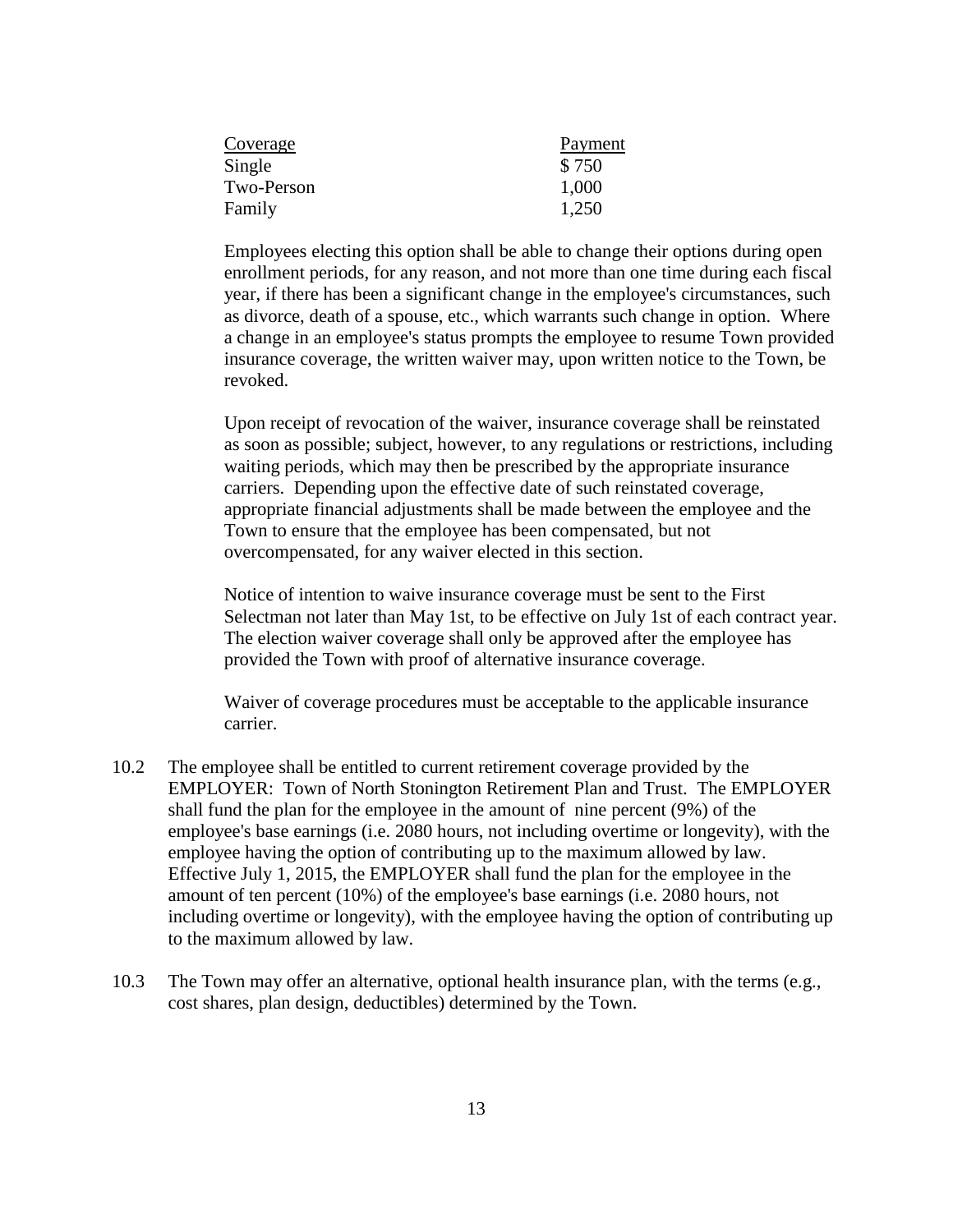| Coverage | Payment |
|---|---|
| Single | $ 750 |
| Two-Person | 1,000 |
| Family | 1,250 |

Employees electing this option shall be able to change their options during open enrollment periods, for any reason, and not more than one time during each fiscal year, if there has been a significant change in the employee's circumstances, such as divorce, death of a spouse, etc., which warrants such change in option. Where a change in an employee's status prompts the employee to resume Town provided insurance coverage, the written waiver may, upon written notice to the Town, be revoked.

Upon receipt of revocation of the waiver, insurance coverage shall be reinstated as soon as possible; subject, however, to any regulations or restrictions, including waiting periods, which may then be prescribed by the appropriate insurance carriers. Depending upon the effective date of such reinstated coverage, appropriate financial adjustments shall be made between the employee and the Town to ensure that the employee has been compensated, but not overcompensated, for any waiver elected in this section.

Notice of intention to waive insurance coverage must be sent to the First Selectman not later than May 1st, to be effective on July 1st of each contract year. The election waiver coverage shall only be approved after the employee has provided the Town with proof of alternative insurance coverage.

Waiver of coverage procedures must be acceptable to the applicable insurance carrier.

10.2 The employee shall be entitled to current retirement coverage provided by the EMPLOYER: Town of North Stonington Retirement Plan and Trust. The EMPLOYER shall fund the plan for the employee in the amount of nine percent (9%) of the employee's base earnings (i.e. 2080 hours, not including overtime or longevity), with the employee having the option of contributing up to the maximum allowed by law. Effective July 1, 2015, the EMPLOYER shall fund the plan for the employee in the amount of ten percent (10%) of the employee's base earnings (i.e. 2080 hours, not including overtime or longevity), with the employee having the option of contributing up to the maximum allowed by law.

10.3 The Town may offer an alternative, optional health insurance plan, with the terms (e.g., cost shares, plan design, deductibles) determined by the Town.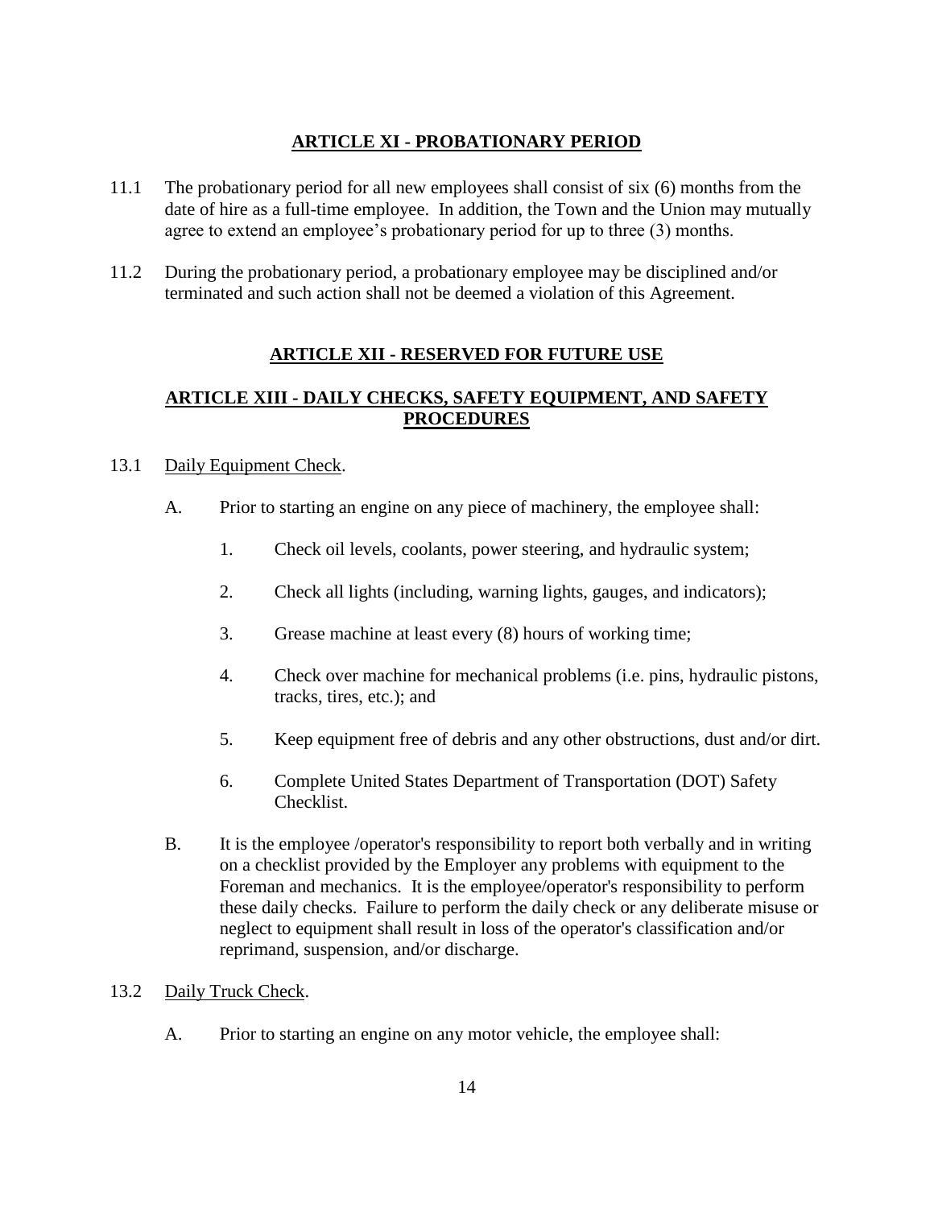## ARTICLE XI - PROBATIONARY PERIOD

11.1 The probationary period for all new employees shall consist of six (6) months from the date of hire as a full-time employee. In addition, the Town and the Union may mutually agree to extend an employee's probationary period for up to three (3) months.

11.2 During the probationary period, a probationary employee may be disciplined and/or terminated and such action shall not be deemed a violation of this Agreement.

## ARTICLE XII - RESERVED FOR FUTURE USE

## ARTICLE XIII - DAILY CHECKS, SAFETY EQUIPMENT, AND SAFETY PROCEDURES

13.1 Daily Equipment Check.

A. Prior to starting an engine on any piece of machinery, the employee shall:

1. Check oil levels, coolants, power steering, and hydraulic system;

2. Check all lights (including, warning lights, gauges, and indicators);

3. Grease machine at least every (8) hours of working time;

4. Check over machine for mechanical problems (i.e. pins, hydraulic pistons, tracks, tires, etc.); and

5. Keep equipment free of debris and any other obstructions, dust and/or dirt.

6. Complete United States Department of Transportation (DOT) Safety Checklist.

B. It is the employee /operator's responsibility to report both verbally and in writing on a checklist provided by the Employer any problems with equipment to the Foreman and mechanics. It is the employee/operator's responsibility to perform these daily checks. Failure to perform the daily check or any deliberate misuse or neglect to equipment shall result in loss of the operator's classification and/or reprimand, suspension, and/or discharge.

13.2 Daily Truck Check.

A. Prior to starting an engine on any motor vehicle, the employee shall: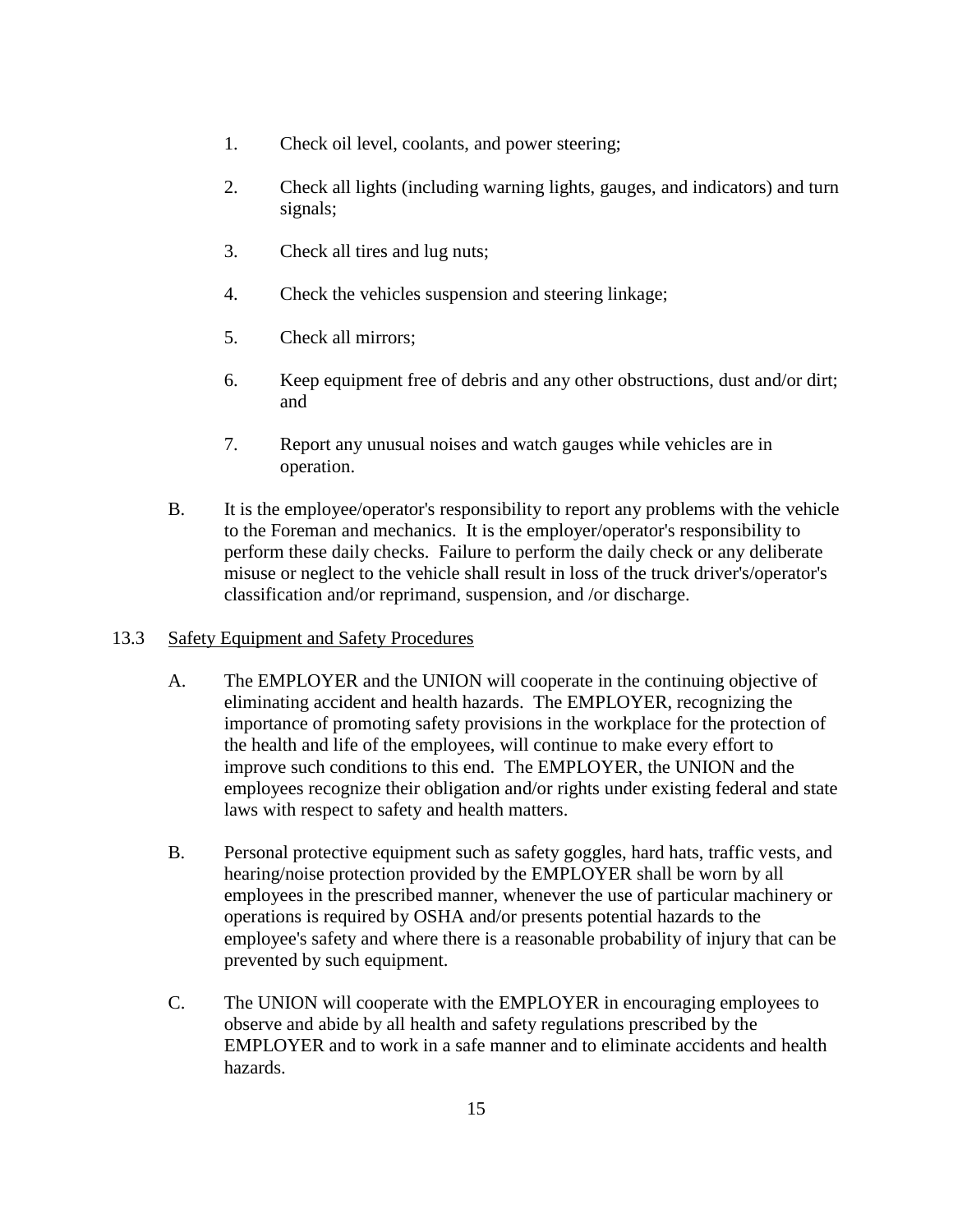1. Check oil level, coolants, and power steering;

2. Check all lights (including warning lights, gauges, and indicators) and turn signals;

3. Check all tires and lug nuts;

4. Check the vehicles suspension and steering linkage;

5. Check all mirrors;

6. Keep equipment free of debris and any other obstructions, dust and/or dirt; and

7. Report any unusual noises and watch gauges while vehicles are in operation.

B. It is the employee/operator's responsibility to report any problems with the vehicle to the Foreman and mechanics. It is the employer/operator's responsibility to perform these daily checks. Failure to perform the daily check or any deliberate misuse or neglect to the vehicle shall result in loss of the truck driver's/operator's classification and/or reprimand, suspension, and /or discharge.

13.3 <u>Safety Equipment and Safety Procedures</u>

A. The EMPLOYER and the UNION will cooperate in the continuing objective of eliminating accident and health hazards. The EMPLOYER, recognizing the importance of promoting safety provisions in the workplace for the protection of the health and life of the employees, will continue to make every effort to improve such conditions to this end. The EMPLOYER, the UNION and the employees recognize their obligation and/or rights under existing federal and state laws with respect to safety and health matters.

B. Personal protective equipment such as safety goggles, hard hats, traffic vests, and hearing/noise protection provided by the EMPLOYER shall be worn by all employees in the prescribed manner, whenever the use of particular machinery or operations is required by OSHA and/or presents potential hazards to the employee's safety and where there is a reasonable probability of injury that can be prevented by such equipment.

C. The UNION will cooperate with the EMPLOYER in encouraging employees to observe and abide by all health and safety regulations prescribed by the EMPLOYER and to work in a safe manner and to eliminate accidents and health hazards.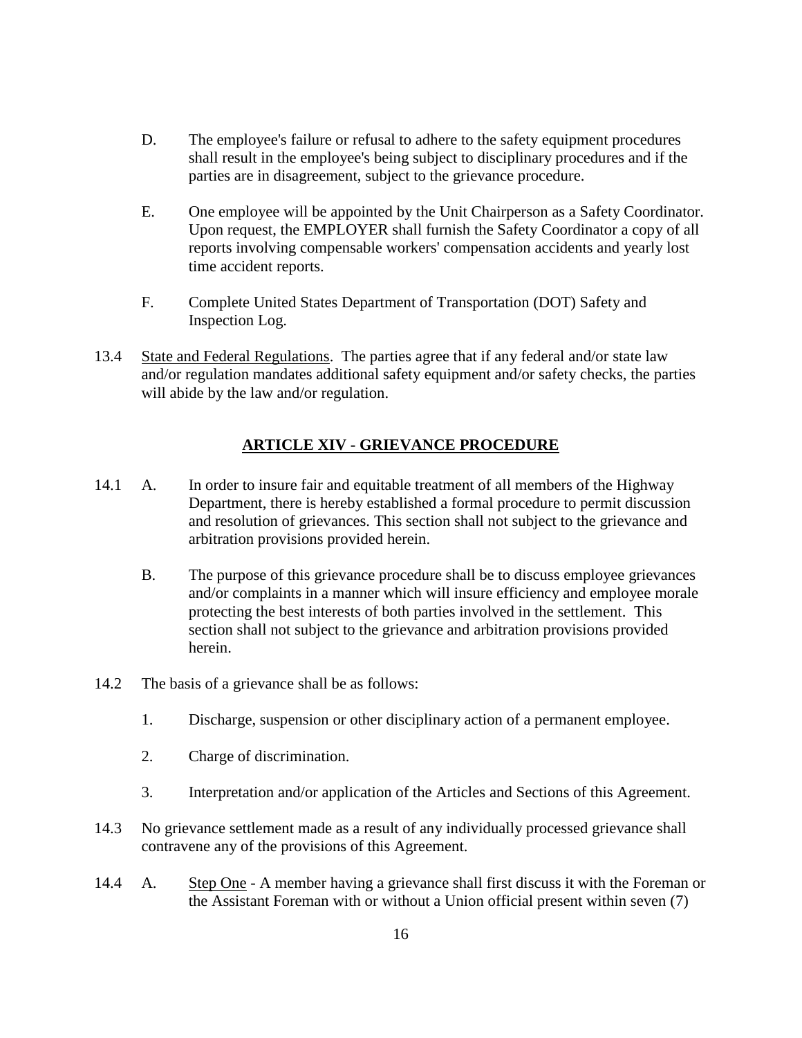D. The employee's failure or refusal to adhere to the safety equipment procedures shall result in the employee's being subject to disciplinary procedures and if the parties are in disagreement, subject to the grievance procedure.

E. One employee will be appointed by the Unit Chairperson as a Safety Coordinator. Upon request, the EMPLOYER shall furnish the Safety Coordinator a copy of all reports involving compensable workers' compensation accidents and yearly lost time accident reports.

F. Complete United States Department of Transportation (DOT) Safety and Inspection Log.

13.4 State and Federal Regulations. The parties agree that if any federal and/or state law and/or regulation mandates additional safety equipment and/or safety checks, the parties will abide by the law and/or regulation.

## ARTICLE XIV - GRIEVANCE PROCEDURE

14.1 A. In order to insure fair and equitable treatment of all members of the Highway Department, there is hereby established a formal procedure to permit discussion and resolution of grievances. This section shall not subject to the grievance and arbitration provisions provided herein.

B. The purpose of this grievance procedure shall be to discuss employee grievances and/or complaints in a manner which will insure efficiency and employee morale protecting the best interests of both parties involved in the settlement. This section shall not subject to the grievance and arbitration provisions provided herein.

14.2 The basis of a grievance shall be as follows:

1. Discharge, suspension or other disciplinary action of a permanent employee.
2. Charge of discrimination.
3. Interpretation and/or application of the Articles and Sections of this Agreement.

14.3 No grievance settlement made as a result of any individually processed grievance shall contravene any of the provisions of this Agreement.

14.4 A. Step One - A member having a grievance shall first discuss it with the Foreman or the Assistant Foreman with or without a Union official present within seven (7)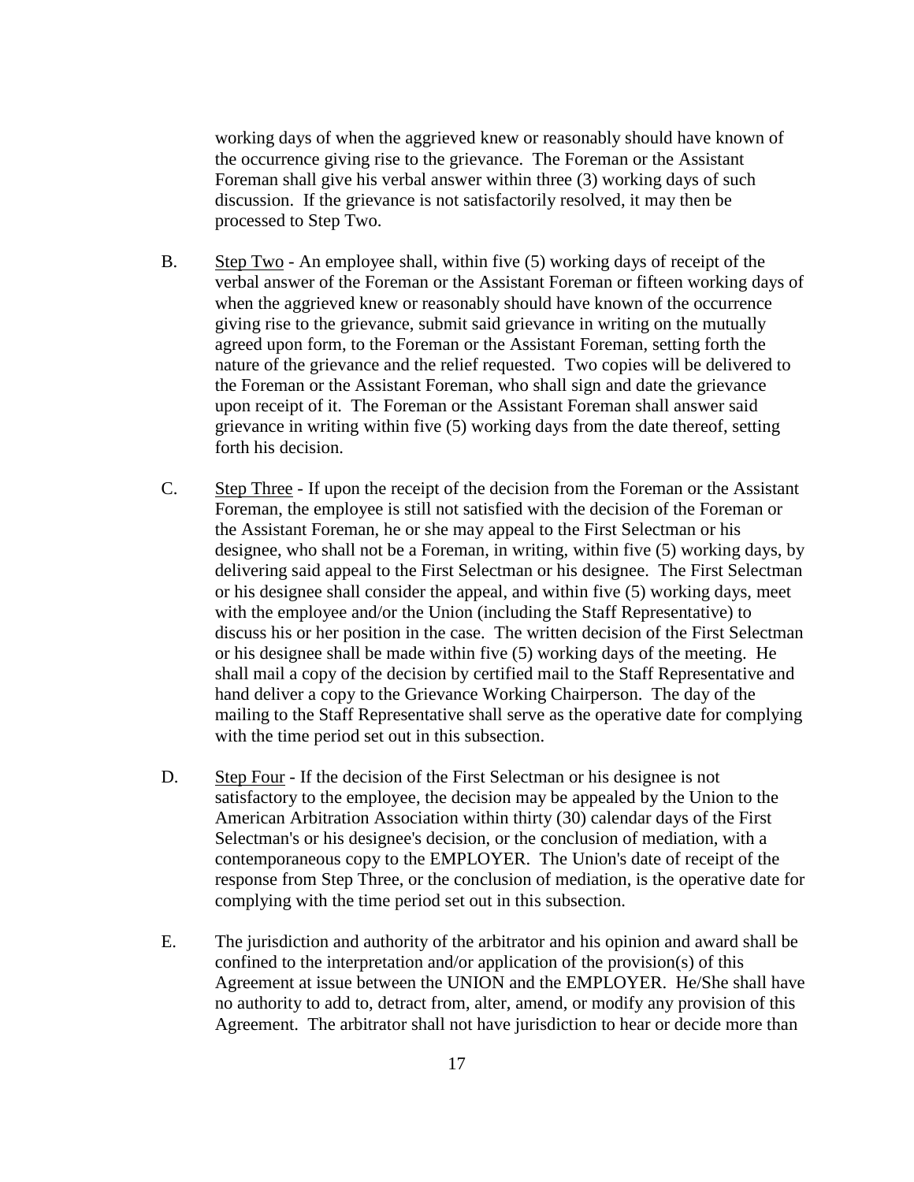working days of when the aggrieved knew or reasonably should have known of the occurrence giving rise to the grievance. The Foreman or the Assistant Foreman shall give his verbal answer within three (3) working days of such discussion. If the grievance is not satisfactorily resolved, it may then be processed to Step Two.

B. Step Two - An employee shall, within five (5) working days of receipt of the verbal answer of the Foreman or the Assistant Foreman or fifteen working days of when the aggrieved knew or reasonably should have known of the occurrence giving rise to the grievance, submit said grievance in writing on the mutually agreed upon form, to the Foreman or the Assistant Foreman, setting forth the nature of the grievance and the relief requested. Two copies will be delivered to the Foreman or the Assistant Foreman, who shall sign and date the grievance upon receipt of it. The Foreman or the Assistant Foreman shall answer said grievance in writing within five (5) working days from the date thereof, setting forth his decision.

C. Step Three - If upon the receipt of the decision from the Foreman or the Assistant Foreman, the employee is still not satisfied with the decision of the Foreman or the Assistant Foreman, he or she may appeal to the First Selectman or his designee, who shall not be a Foreman, in writing, within five (5) working days, by delivering said appeal to the First Selectman or his designee. The First Selectman or his designee shall consider the appeal, and within five (5) working days, meet with the employee and/or the Union (including the Staff Representative) to discuss his or her position in the case. The written decision of the First Selectman or his designee shall be made within five (5) working days of the meeting. He shall mail a copy of the decision by certified mail to the Staff Representative and hand deliver a copy to the Grievance Working Chairperson. The day of the mailing to the Staff Representative shall serve as the operative date for complying with the time period set out in this subsection.

D. Step Four - If the decision of the First Selectman or his designee is not satisfactory to the employee, the decision may be appealed by the Union to the American Arbitration Association within thirty (30) calendar days of the First Selectman's or his designee's decision, or the conclusion of mediation, with a contemporaneous copy to the EMPLOYER. The Union's date of receipt of the response from Step Three, or the conclusion of mediation, is the operative date for complying with the time period set out in this subsection.

E. The jurisdiction and authority of the arbitrator and his opinion and award shall be confined to the interpretation and/or application of the provision(s) of this Agreement at issue between the UNION and the EMPLOYER. He/She shall have no authority to add to, detract from, alter, amend, or modify any provision of this Agreement. The arbitrator shall not have jurisdiction to hear or decide more than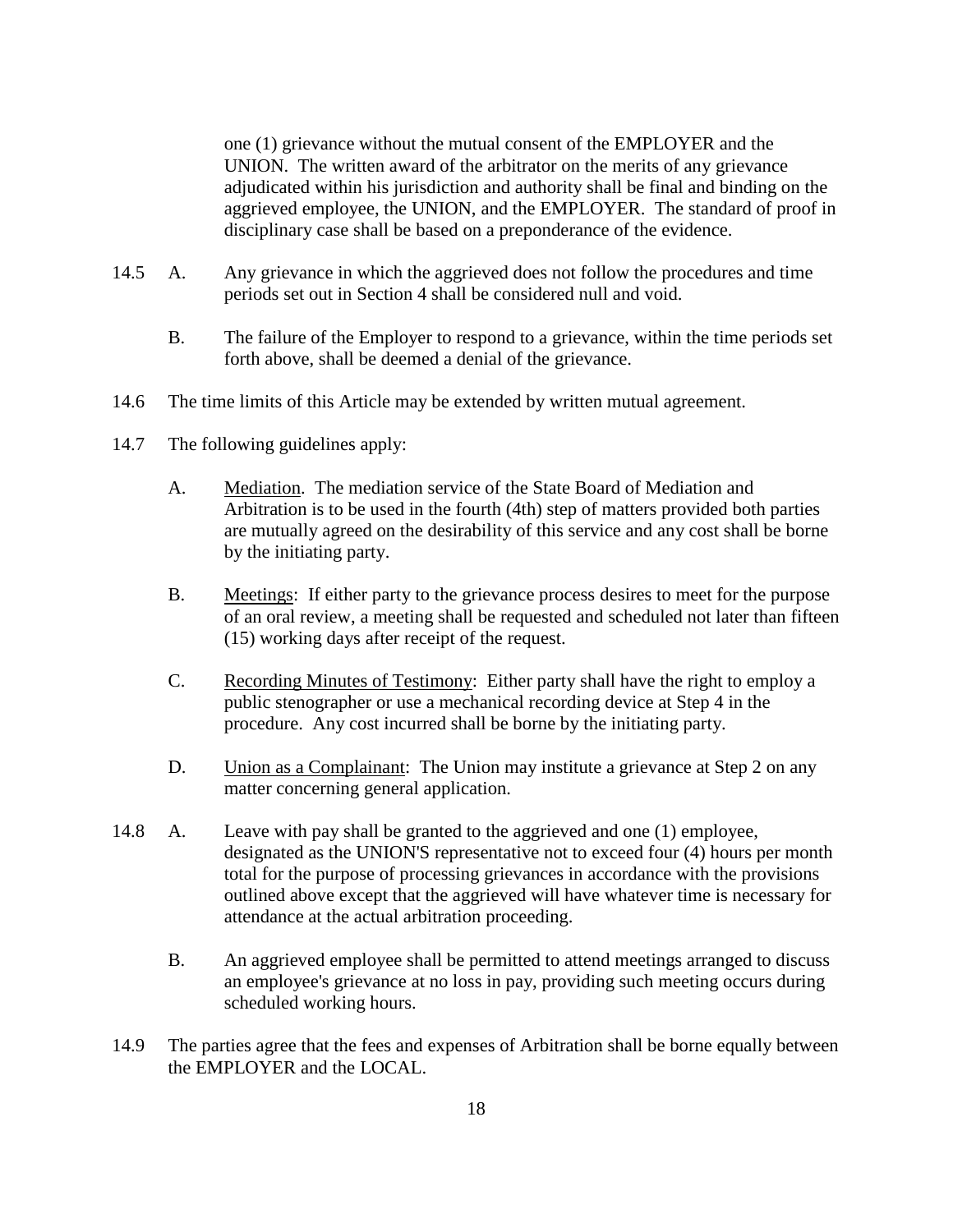one (1) grievance without the mutual consent of the EMPLOYER and the UNION. The written award of the arbitrator on the merits of any grievance adjudicated within his jurisdiction and authority shall be final and binding on the aggrieved employee, the UNION, and the EMPLOYER. The standard of proof in disciplinary case shall be based on a preponderance of the evidence.

14.5 A. Any grievance in which the aggrieved does not follow the procedures and time periods set out in Section 4 shall be considered null and void.

B. The failure of the Employer to respond to a grievance, within the time periods set forth above, shall be deemed a denial of the grievance.

14.6 The time limits of this Article may be extended by written mutual agreement.

14.7 The following guidelines apply:

A. Mediation. The mediation service of the State Board of Mediation and Arbitration is to be used in the fourth (4th) step of matters provided both parties are mutually agreed on the desirability of this service and any cost shall be borne by the initiating party.

B. Meetings: If either party to the grievance process desires to meet for the purpose of an oral review, a meeting shall be requested and scheduled not later than fifteen (15) working days after receipt of the request.

C. Recording Minutes of Testimony: Either party shall have the right to employ a public stenographer or use a mechanical recording device at Step 4 in the procedure. Any cost incurred shall be borne by the initiating party.

D. Union as a Complainant: The Union may institute a grievance at Step 2 on any matter concerning general application.

14.8 A. Leave with pay shall be granted to the aggrieved and one (1) employee, designated as the UNION'S representative not to exceed four (4) hours per month total for the purpose of processing grievances in accordance with the provisions outlined above except that the aggrieved will have whatever time is necessary for attendance at the actual arbitration proceeding.

B. An aggrieved employee shall be permitted to attend meetings arranged to discuss an employee's grievance at no loss in pay, providing such meeting occurs during scheduled working hours.

14.9 The parties agree that the fees and expenses of Arbitration shall be borne equally between the EMPLOYER and the LOCAL.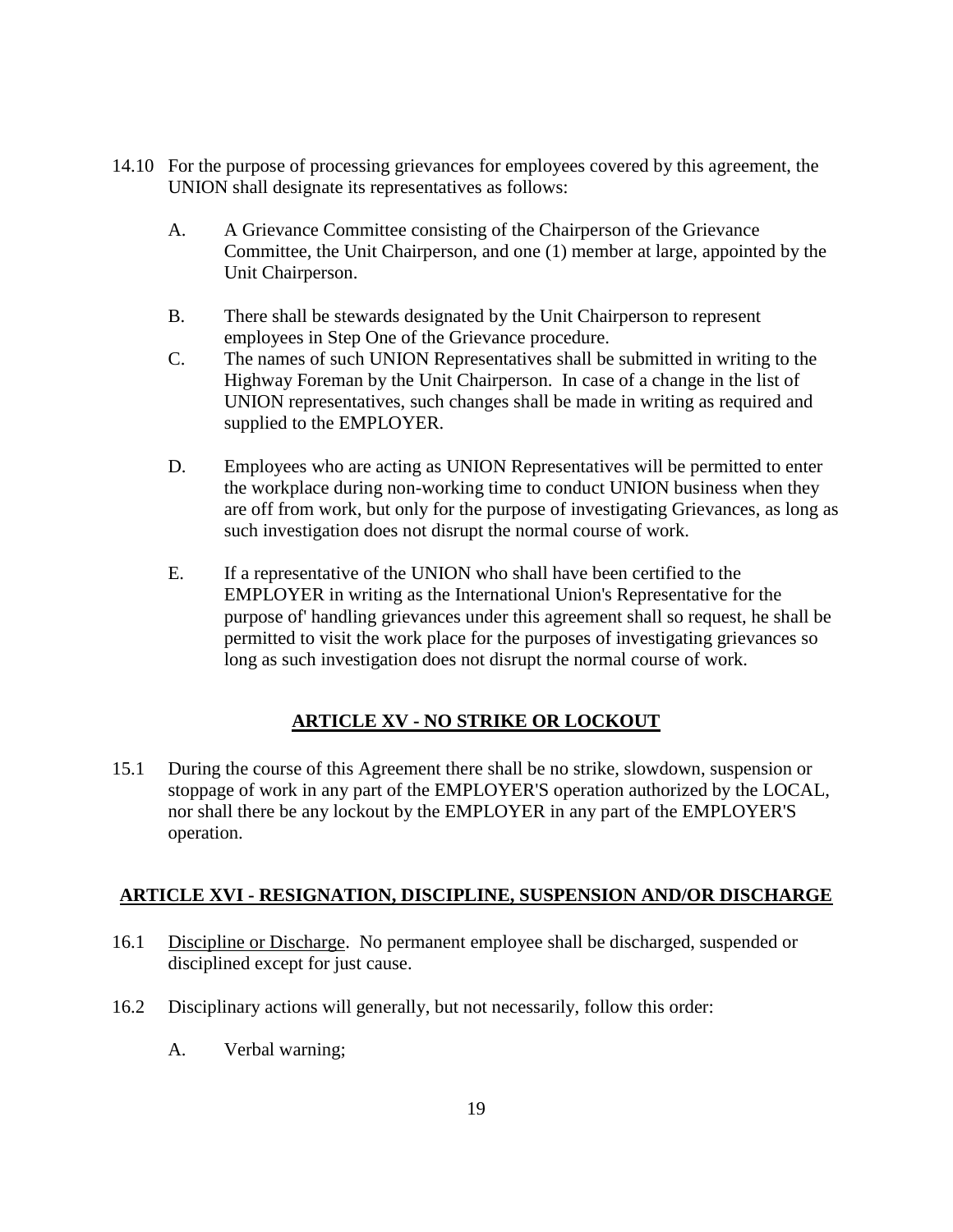14.10 For the purpose of processing grievances for employees covered by this agreement, the UNION shall designate its representatives as follows:

A. A Grievance Committee consisting of the Chairperson of the Grievance Committee, the Unit Chairperson, and one (1) member at large, appointed by the Unit Chairperson.

B. There shall be stewards designated by the Unit Chairperson to represent employees in Step One of the Grievance procedure.

C. The names of such UNION Representatives shall be submitted in writing to the Highway Foreman by the Unit Chairperson. In case of a change in the list of UNION representatives, such changes shall be made in writing as required and supplied to the EMPLOYER.

D. Employees who are acting as UNION Representatives will be permitted to enter the workplace during non-working time to conduct UNION business when they are off from work, but only for the purpose of investigating Grievances, as long as such investigation does not disrupt the normal course of work.

E. If a representative of the UNION who shall have been certified to the EMPLOYER in writing as the International Union's Representative for the purpose of' handling grievances under this agreement shall so request, he shall be permitted to visit the work place for the purposes of investigating grievances so long as such investigation does not disrupt the normal course of work.

## ARTICLE XV - NO STRIKE OR LOCKOUT

15.1 During the course of this Agreement there shall be no strike, slowdown, suspension or stoppage of work in any part of the EMPLOYER'S operation authorized by the LOCAL, nor shall there be any lockout by the EMPLOYER in any part of the EMPLOYER'S operation.

## ARTICLE XVI - RESIGNATION, DISCIPLINE, SUSPENSION AND/OR DISCHARGE

16.1 Discipline or Discharge. No permanent employee shall be discharged, suspended or disciplined except for just cause.

16.2 Disciplinary actions will generally, but not necessarily, follow this order:

A. Verbal warning;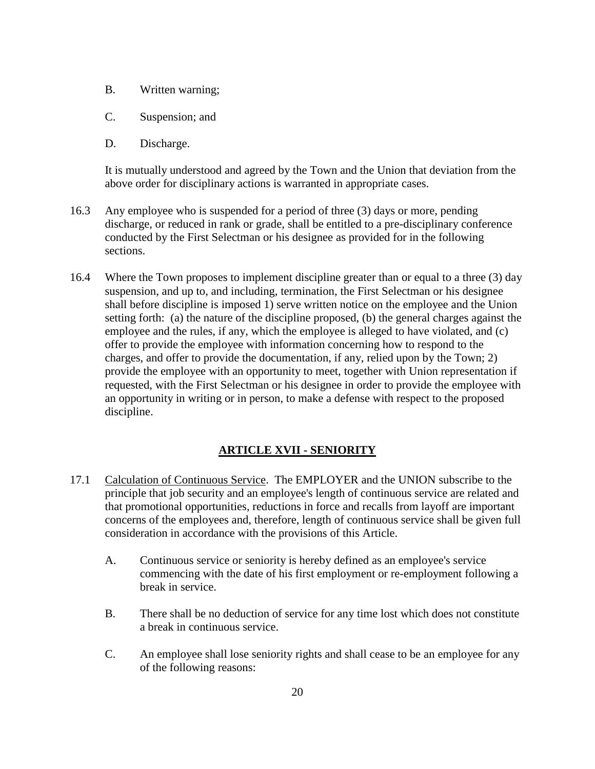B. Written warning;

C. Suspension; and

D. Discharge.

It is mutually understood and agreed by the Town and the Union that deviation from the above order for disciplinary actions is warranted in appropriate cases.

16.3 Any employee who is suspended for a period of three (3) days or more, pending discharge, or reduced in rank or grade, shall be entitled to a pre-disciplinary conference conducted by the First Selectman or his designee as provided for in the following sections.

16.4 Where the Town proposes to implement discipline greater than or equal to a three (3) day suspension, and up to, and including, termination, the First Selectman or his designee shall before discipline is imposed 1) serve written notice on the employee and the Union setting forth: (a) the nature of the discipline proposed, (b) the general charges against the employee and the rules, if any, which the employee is alleged to have violated, and (c) offer to provide the employee with information concerning how to respond to the charges, and offer to provide the documentation, if any, relied upon by the Town; 2) provide the employee with an opportunity to meet, together with Union representation if requested, with the First Selectman or his designee in order to provide the employee with an opportunity in writing or in person, to make a defense with respect to the proposed discipline.

## ARTICLE XVII - SENIORITY

17.1 Calculation of Continuous Service. The EMPLOYER and the UNION subscribe to the principle that job security and an employee's length of continuous service are related and that promotional opportunities, reductions in force and recalls from layoff are important concerns of the employees and, therefore, length of continuous service shall be given full consideration in accordance with the provisions of this Article.

A. Continuous service or seniority is hereby defined as an employee's service commencing with the date of his first employment or re-employment following a break in service.

B. There shall be no deduction of service for any time lost which does not constitute a break in continuous service.

C. An employee shall lose seniority rights and shall cease to be an employee for any of the following reasons: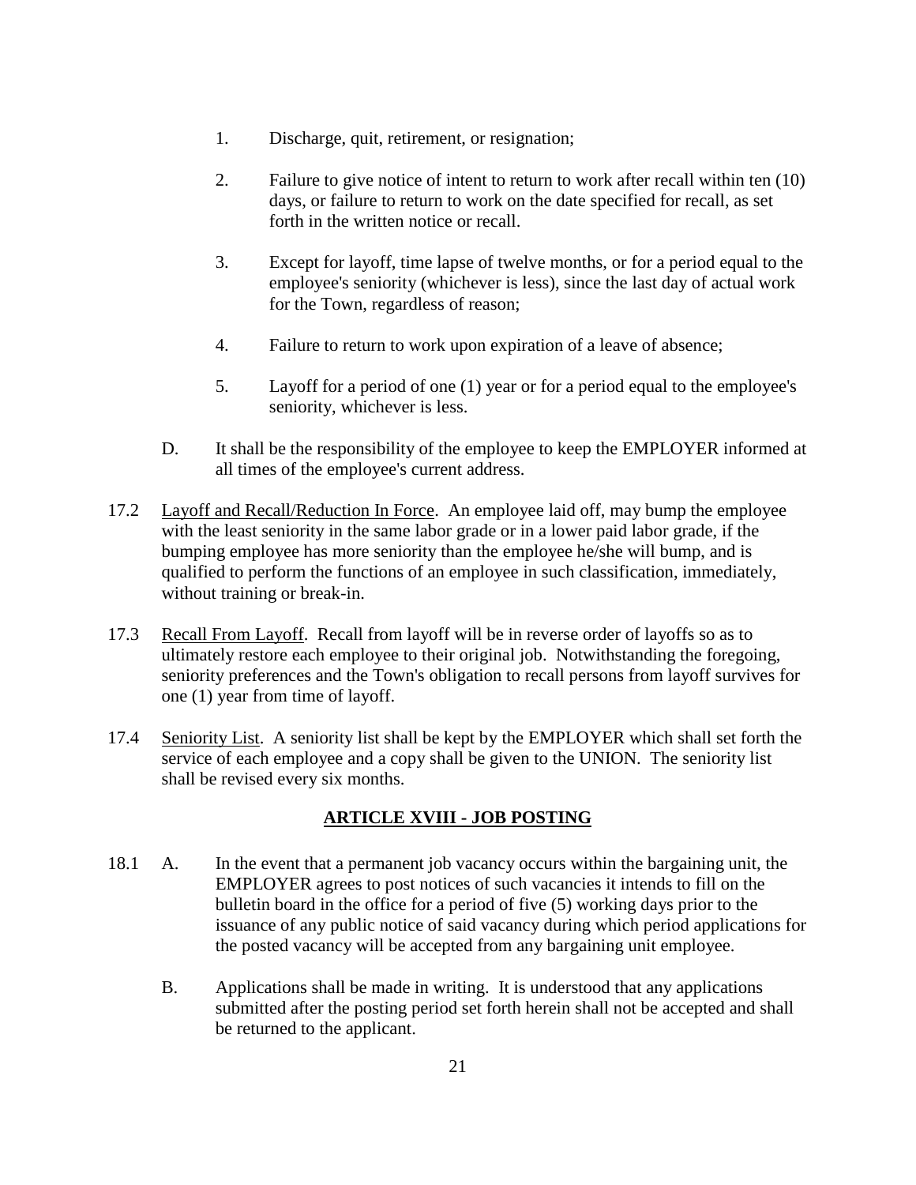1. Discharge, quit, retirement, or resignation;

2. Failure to give notice of intent to return to work after recall within ten (10) days, or failure to return to work on the date specified for recall, as set forth in the written notice or recall.

3. Except for layoff, time lapse of twelve months, or for a period equal to the employee's seniority (whichever is less), since the last day of actual work for the Town, regardless of reason;

4. Failure to return to work upon expiration of a leave of absence;

5. Layoff for a period of one (1) year or for a period equal to the employee's seniority, whichever is less.

D. It shall be the responsibility of the employee to keep the EMPLOYER informed at all times of the employee's current address.

17.2 Layoff and Recall/Reduction In Force. An employee laid off, may bump the employee with the least seniority in the same labor grade or in a lower paid labor grade, if the bumping employee has more seniority than the employee he/she will bump, and is qualified to perform the functions of an employee in such classification, immediately, without training or break-in.

17.3 Recall From Layoff. Recall from layoff will be in reverse order of layoffs so as to ultimately restore each employee to their original job. Notwithstanding the foregoing, seniority preferences and the Town's obligation to recall persons from layoff survives for one (1) year from time of layoff.

17.4 Seniority List. A seniority list shall be kept by the EMPLOYER which shall set forth the service of each employee and a copy shall be given to the UNION. The seniority list shall be revised every six months.

## ARTICLE XVIII - JOB POSTING

18.1 A. In the event that a permanent job vacancy occurs within the bargaining unit, the EMPLOYER agrees to post notices of such vacancies it intends to fill on the bulletin board in the office for a period of five (5) working days prior to the issuance of any public notice of said vacancy during which period applications for the posted vacancy will be accepted from any bargaining unit employee.

B. Applications shall be made in writing. It is understood that any applications submitted after the posting period set forth herein shall not be accepted and shall be returned to the applicant.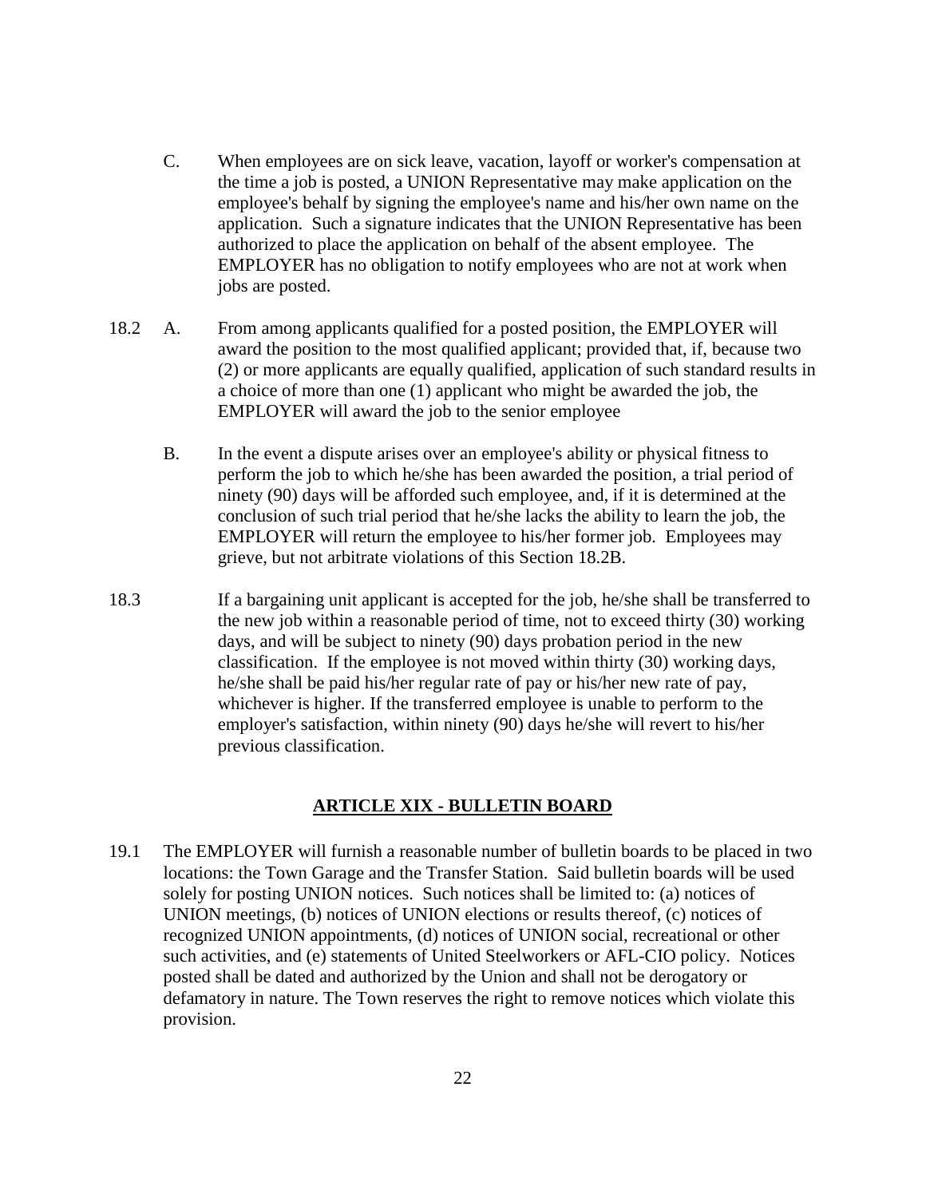C. When employees are on sick leave, vacation, layoff or worker's compensation at the time a job is posted, a UNION Representative may make application on the employee's behalf by signing the employee's name and his/her own name on the application. Such a signature indicates that the UNION Representative has been authorized to place the application on behalf of the absent employee. The EMPLOYER has no obligation to notify employees who are not at work when jobs are posted.

18.2 A. From among applicants qualified for a posted position, the EMPLOYER will award the position to the most qualified applicant; provided that, if, because two (2) or more applicants are equally qualified, application of such standard results in a choice of more than one (1) applicant who might be awarded the job, the EMPLOYER will award the job to the senior employee

B. In the event a dispute arises over an employee's ability or physical fitness to perform the job to which he/she has been awarded the position, a trial period of ninety (90) days will be afforded such employee, and, if it is determined at the conclusion of such trial period that he/she lacks the ability to learn the job, the EMPLOYER will return the employee to his/her former job. Employees may grieve, but not arbitrate violations of this Section 18.2B.

18.3 If a bargaining unit applicant is accepted for the job, he/she shall be transferred to the new job within a reasonable period of time, not to exceed thirty (30) working days, and will be subject to ninety (90) days probation period in the new classification. If the employee is not moved within thirty (30) working days, he/she shall be paid his/her regular rate of pay or his/her new rate of pay, whichever is higher. If the transferred employee is unable to perform to the employer's satisfaction, within ninety (90) days he/she will revert to his/her previous classification.

## ARTICLE XIX - BULLETIN BOARD

19.1 The EMPLOYER will furnish a reasonable number of bulletin boards to be placed in two locations: the Town Garage and the Transfer Station. Said bulletin boards will be used solely for posting UNION notices. Such notices shall be limited to: (a) notices of UNION meetings, (b) notices of UNION elections or results thereof, (c) notices of recognized UNION appointments, (d) notices of UNION social, recreational or other such activities, and (e) statements of United Steelworkers or AFL-CIO policy. Notices posted shall be dated and authorized by the Union and shall not be derogatory or defamatory in nature. The Town reserves the right to remove notices which violate this provision.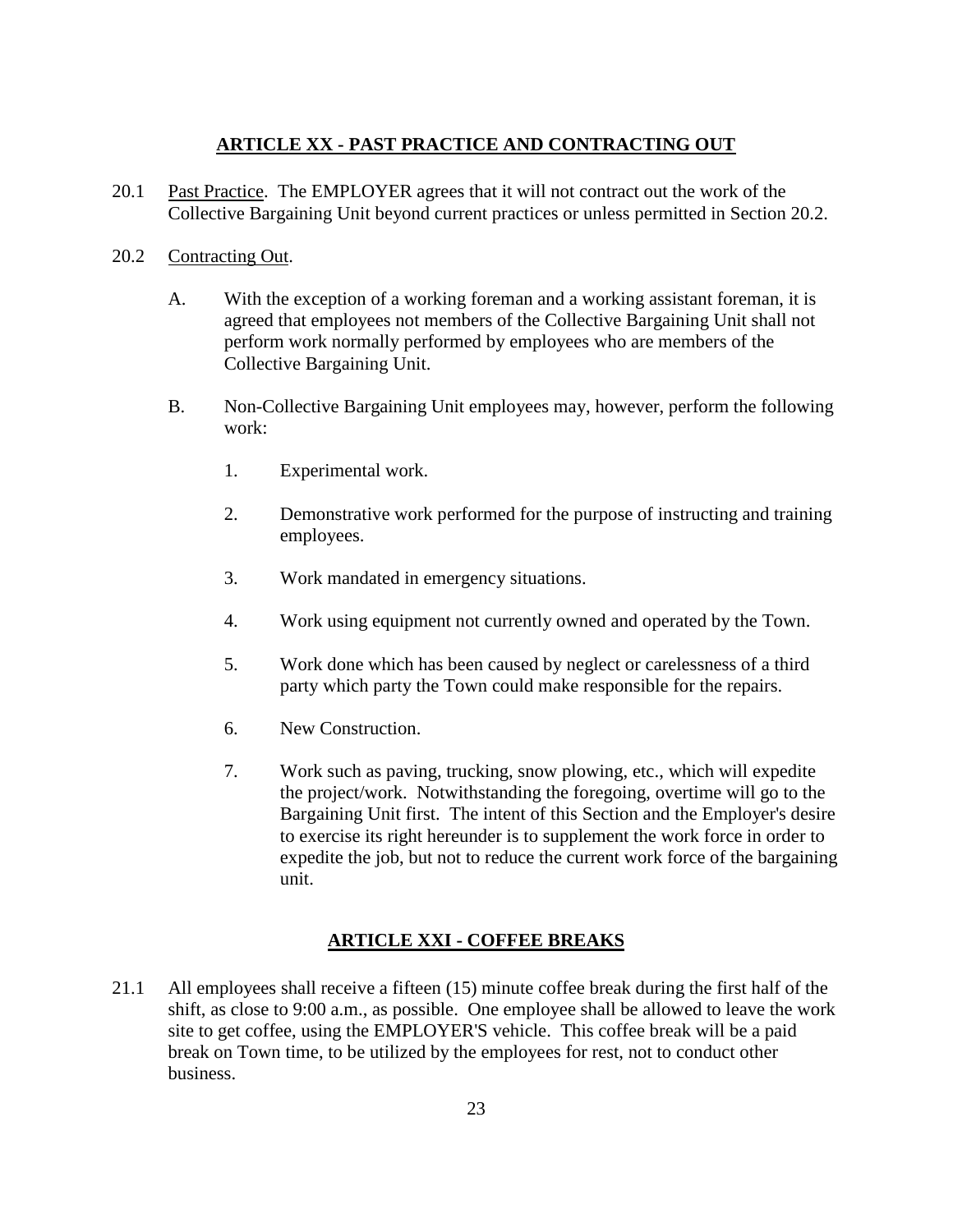## ARTICLE XX - PAST PRACTICE AND CONTRACTING OUT

20.1 Past Practice. The EMPLOYER agrees that it will not contract out the work of the Collective Bargaining Unit beyond current practices or unless permitted in Section 20.2.

20.2 Contracting Out.

A. With the exception of a working foreman and a working assistant foreman, it is agreed that employees not members of the Collective Bargaining Unit shall not perform work normally performed by employees who are members of the Collective Bargaining Unit.

B. Non-Collective Bargaining Unit employees may, however, perform the following work:

1. Experimental work.

2. Demonstrative work performed for the purpose of instructing and training employees.

3. Work mandated in emergency situations.

4. Work using equipment not currently owned and operated by the Town.

5. Work done which has been caused by neglect or carelessness of a third party which party the Town could make responsible for the repairs.

6. New Construction.

7. Work such as paving, trucking, snow plowing, etc., which will expedite the project/work. Notwithstanding the foregoing, overtime will go to the Bargaining Unit first. The intent of this Section and the Employer's desire to exercise its right hereunder is to supplement the work force in order to expedite the job, but not to reduce the current work force of the bargaining unit.

## ARTICLE XXI - COFFEE BREAKS

21.1 All employees shall receive a fifteen (15) minute coffee break during the first half of the shift, as close to 9:00 a.m., as possible. One employee shall be allowed to leave the work site to get coffee, using the EMPLOYER'S vehicle. This coffee break will be a paid break on Town time, to be utilized by the employees for rest, not to conduct other business.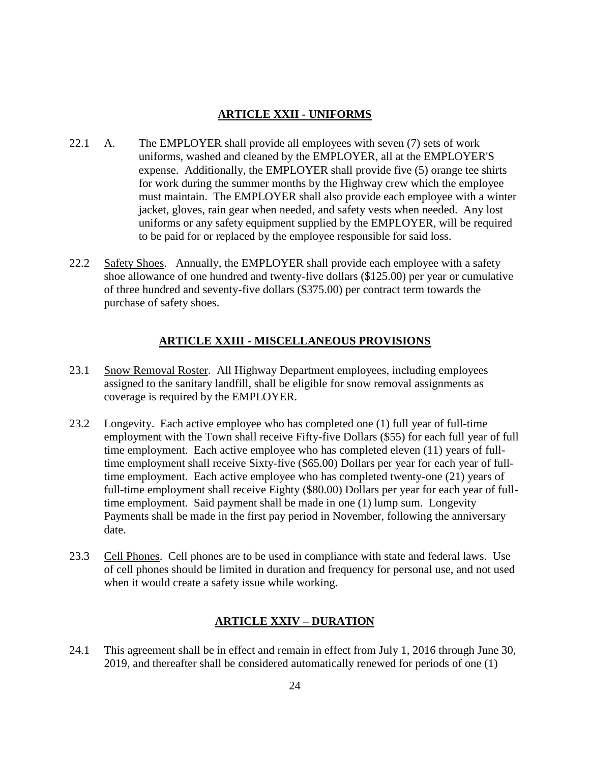## ARTICLE XXII - UNIFORMS

22.1 A. The EMPLOYER shall provide all employees with seven (7) sets of work uniforms, washed and cleaned by the EMPLOYER, all at the EMPLOYER'S expense. Additionally, the EMPLOYER shall provide five (5) orange tee shirts for work during the summer months by the Highway crew which the employee must maintain. The EMPLOYER shall also provide each employee with a winter jacket, gloves, rain gear when needed, and safety vests when needed. Any lost uniforms or any safety equipment supplied by the EMPLOYER, will be required to be paid for or replaced by the employee responsible for said loss.

22.2 Safety Shoes. Annually, the EMPLOYER shall provide each employee with a safety shoe allowance of one hundred and twenty-five dollars ($125.00) per year or cumulative of three hundred and seventy-five dollars ($375.00) per contract term towards the purchase of safety shoes.

## ARTICLE XXIII - MISCELLANEOUS PROVISIONS

23.1 Snow Removal Roster. All Highway Department employees, including employees assigned to the sanitary landfill, shall be eligible for snow removal assignments as coverage is required by the EMPLOYER.

23.2 Longevity. Each active employee who has completed one (1) full year of full-time employment with the Town shall receive Fifty-five Dollars ($55) for each full year of full time employment. Each active employee who has completed eleven (11) years of full-time employment shall receive Sixty-five ($65.00) Dollars per year for each year of full-time employment. Each active employee who has completed twenty-one (21) years of full-time employment shall receive Eighty ($80.00) Dollars per year for each year of full-time employment. Said payment shall be made in one (1) lump sum. Longevity Payments shall be made in the first pay period in November, following the anniversary date.

23.3 Cell Phones. Cell phones are to be used in compliance with state and federal laws. Use of cell phones should be limited in duration and frequency for personal use, and not used when it would create a safety issue while working.

## ARTICLE XXIV – DURATION

24.1 This agreement shall be in effect and remain in effect from July 1, 2016 through June 30, 2019, and thereafter shall be considered automatically renewed for periods of one (1)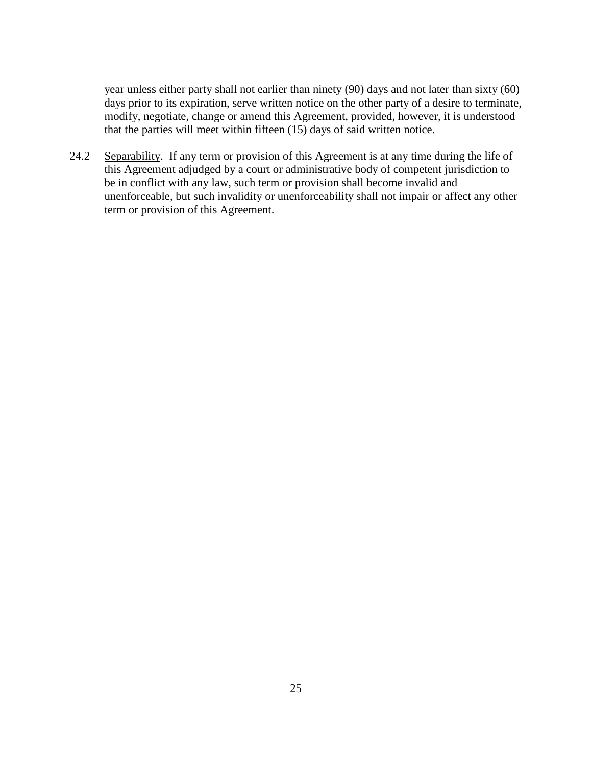year unless either party shall not earlier than ninety (90) days and not later than sixty (60) days prior to its expiration, serve written notice on the other party of a desire to terminate, modify, negotiate, change or amend this Agreement, provided, however, it is understood that the parties will meet within fifteen (15) days of said written notice.

24.2 Separability. If any term or provision of this Agreement is at any time during the life of this Agreement adjudged by a court or administrative body of competent jurisdiction to be in conflict with any law, such term or provision shall become invalid and unenforceable, but such invalidity or unenforceability shall not impair or affect any other term or provision of this Agreement.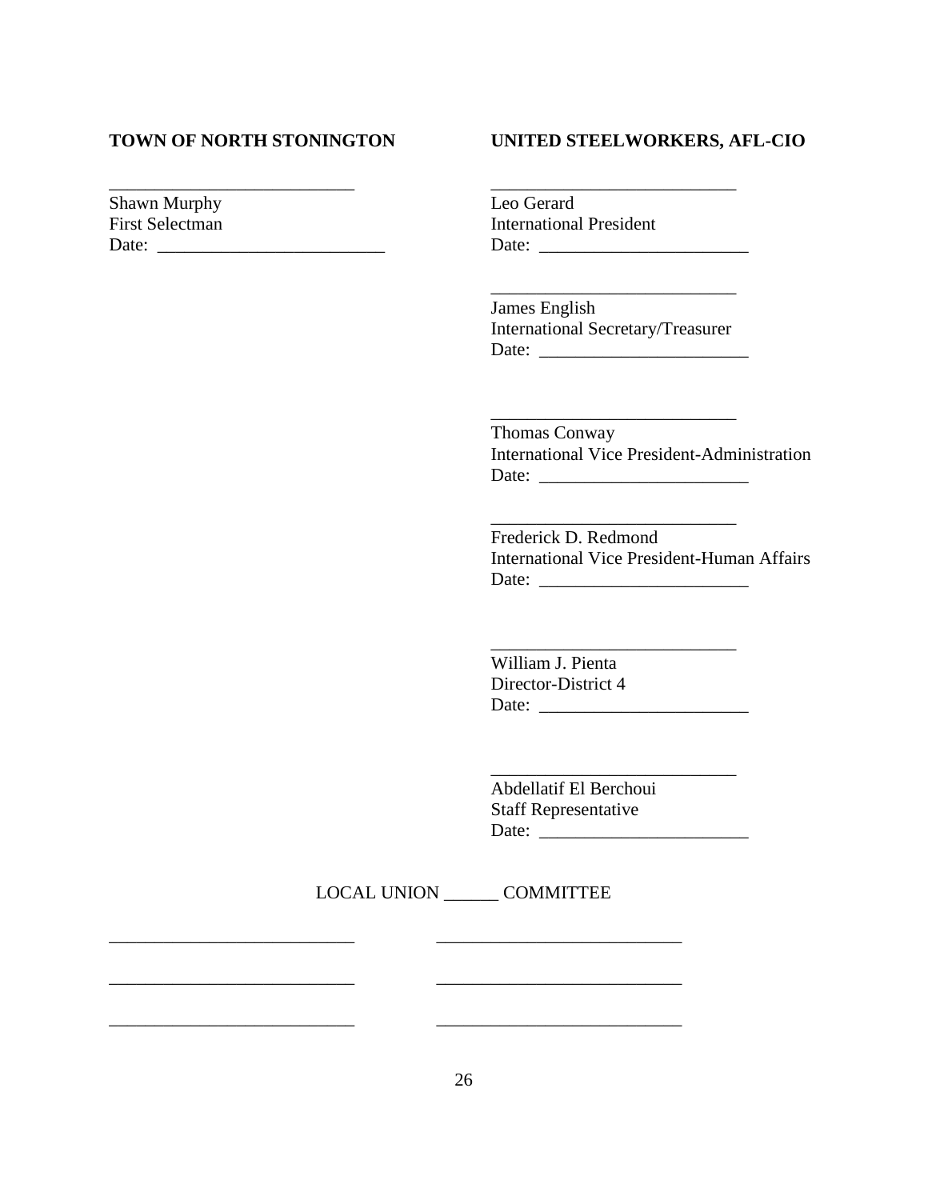**TOWN OF NORTH STONINGTON**

___________________________
Shawn Murphy
First Selectman
Date: _________________________

**UNITED STEELWORKERS, AFL-CIO**

___________________________
Leo Gerard
International President
Date: _______________________

___________________________
James English
International Secretary/Treasurer
Date: _______________________

___________________________
Thomas Conway
International Vice President-Administration
Date: _______________________

___________________________
Frederick D. Redmond
International Vice President-Human Affairs
Date: _______________________

___________________________
William J. Pienta
Director-District 4
Date: _______________________

___________________________
Abdellatif El Berchoui
Staff Representative
Date: _______________________

LOCAL UNION ______ COMMITTEE

___________________________ ___________________________

___________________________ ___________________________

___________________________ ___________________________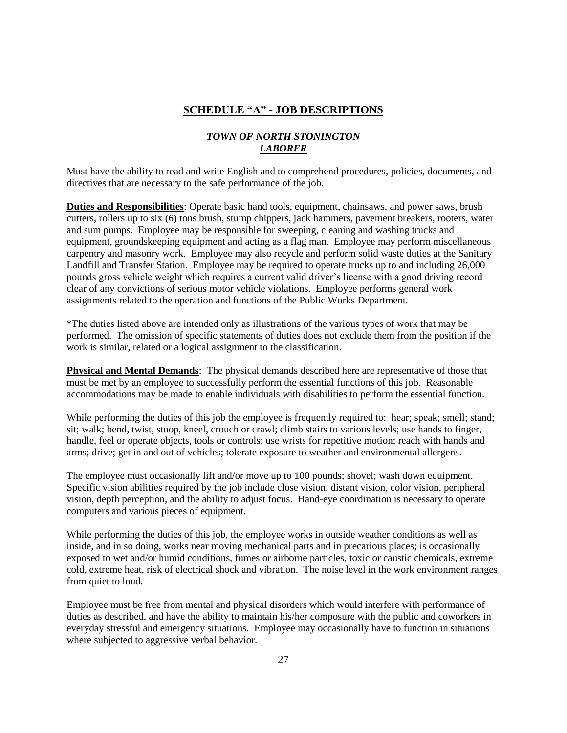## SCHEDULE "A" - JOB DESCRIPTIONS

### *TOWN OF NORTH STONINGTON*
### ***LABORER***

Must have the ability to read and write English and to comprehend procedures, policies, documents, and directives that are necessary to the safe performance of the job.

**Duties and Responsibilities**: Operate basic hand tools, equipment, chainsaws, and power saws, brush cutters, rollers up to six (6) tons brush, stump chippers, jack hammers, pavement breakers, rooters, water and sum pumps. Employee may be responsible for sweeping, cleaning and washing trucks and equipment, groundskeeping equipment and acting as a flag man. Employee may perform miscellaneous carpentry and masonry work. Employee may also recycle and perform solid waste duties at the Sanitary Landfill and Transfer Station. Employee may be required to operate trucks up to and including 26,000 pounds gross vehicle weight which requires a current valid driver's license with a good driving record clear of any convictions of serious motor vehicle violations. Employee performs general work assignments related to the operation and functions of the Public Works Department.

*The duties listed above are intended only as illustrations of the various types of work that may be performed. The omission of specific statements of duties does not exclude them from the position if the work is similar, related or a logical assignment to the classification.

**Physical and Mental Demands**: The physical demands described here are representative of those that must be met by an employee to successfully perform the essential functions of this job. Reasonable accommodations may be made to enable individuals with disabilities to perform the essential function.

While performing the duties of this job the employee is frequently required to: hear; speak; smell; stand; sit; walk; bend, twist, stoop, kneel, crouch or crawl; climb stairs to various levels; use hands to finger, handle, feel or operate objects, tools or controls; use wrists for repetitive motion; reach with hands and arms; drive; get in and out of vehicles; tolerate exposure to weather and environmental allergens.

The employee must occasionally lift and/or move up to 100 pounds; shovel; wash down equipment. Specific vision abilities required by the job include close vision, distant vision, color vision, peripheral vision, depth perception, and the ability to adjust focus. Hand-eye coordination is necessary to operate computers and various pieces of equipment.

While performing the duties of this job, the employee works in outside weather conditions as well as inside, and in so doing, works near moving mechanical parts and in precarious places; is occasionally exposed to wet and/or humid conditions, fumes or airborne particles, toxic or caustic chemicals, extreme cold, extreme heat, risk of electrical shock and vibration. The noise level in the work environment ranges from quiet to loud.

Employee must be free from mental and physical disorders which would interfere with performance of duties as described, and have the ability to maintain his/her composure with the public and coworkers in everyday stressful and emergency situations. Employee may occasionally have to function in situations where subjected to aggressive verbal behavior.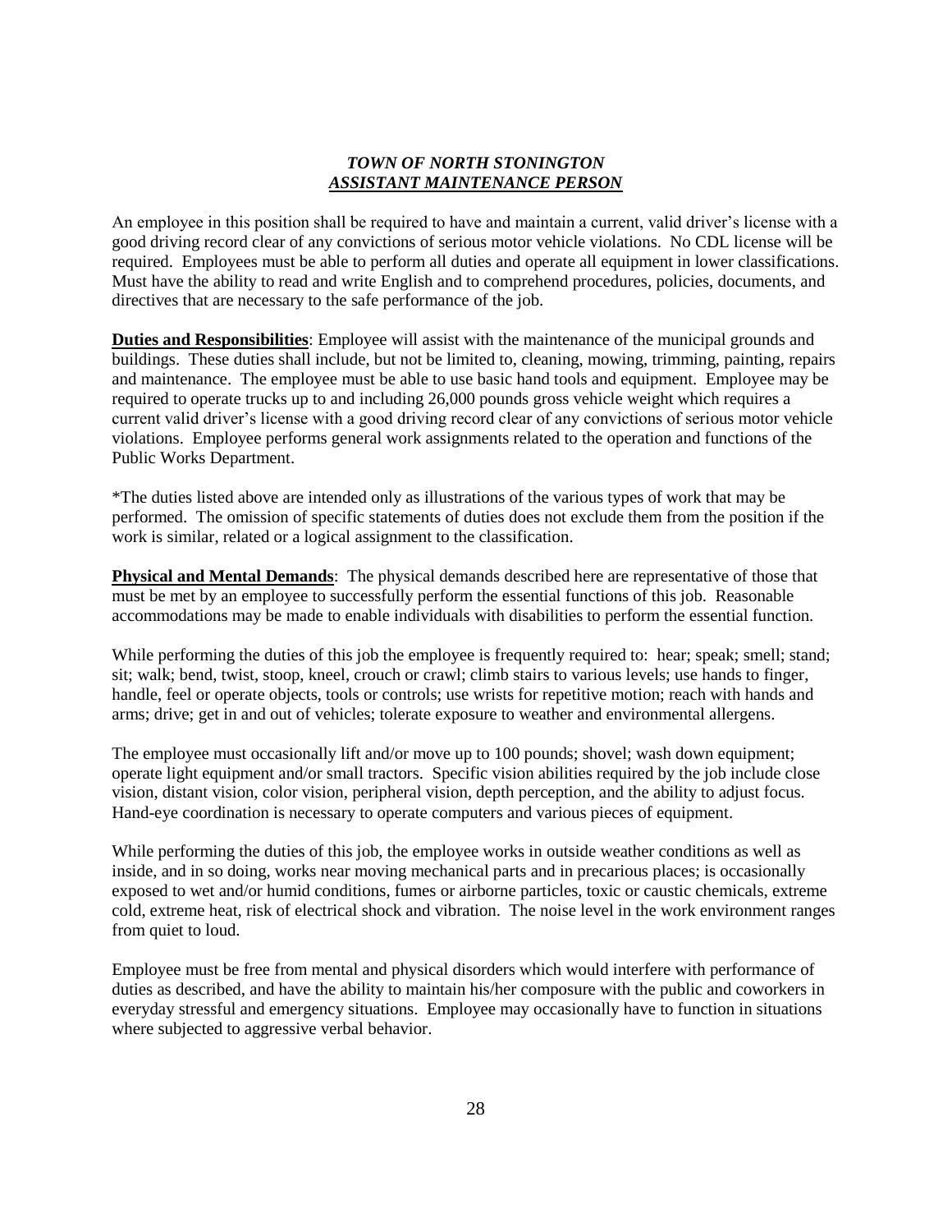***TOWN OF NORTH STONINGTON***

***ASSISTANT MAINTENANCE PERSON***

An employee in this position shall be required to have and maintain a current, valid driver's license with a good driving record clear of any convictions of serious motor vehicle violations. No CDL license will be required. Employees must be able to perform all duties and operate all equipment in lower classifications. Must have the ability to read and write English and to comprehend procedures, policies, documents, and directives that are necessary to the safe performance of the job.

**Duties and Responsibilities**: Employee will assist with the maintenance of the municipal grounds and buildings. These duties shall include, but not be limited to, cleaning, mowing, trimming, painting, repairs and maintenance. The employee must be able to use basic hand tools and equipment. Employee may be required to operate trucks up to and including 26,000 pounds gross vehicle weight which requires a current valid driver's license with a good driving record clear of any convictions of serious motor vehicle violations. Employee performs general work assignments related to the operation and functions of the Public Works Department.

*The duties listed above are intended only as illustrations of the various types of work that may be performed. The omission of specific statements of duties does not exclude them from the position if the work is similar, related or a logical assignment to the classification.

**Physical and Mental Demands**: The physical demands described here are representative of those that must be met by an employee to successfully perform the essential functions of this job. Reasonable accommodations may be made to enable individuals with disabilities to perform the essential function.

While performing the duties of this job the employee is frequently required to: hear; speak; smell; stand; sit; walk; bend, twist, stoop, kneel, crouch or crawl; climb stairs to various levels; use hands to finger, handle, feel or operate objects, tools or controls; use wrists for repetitive motion; reach with hands and arms; drive; get in and out of vehicles; tolerate exposure to weather and environmental allergens.

The employee must occasionally lift and/or move up to 100 pounds; shovel; wash down equipment; operate light equipment and/or small tractors. Specific vision abilities required by the job include close vision, distant vision, color vision, peripheral vision, depth perception, and the ability to adjust focus. Hand-eye coordination is necessary to operate computers and various pieces of equipment.

While performing the duties of this job, the employee works in outside weather conditions as well as inside, and in so doing, works near moving mechanical parts and in precarious places; is occasionally exposed to wet and/or humid conditions, fumes or airborne particles, toxic or caustic chemicals, extreme cold, extreme heat, risk of electrical shock and vibration. The noise level in the work environment ranges from quiet to loud.

Employee must be free from mental and physical disorders which would interfere with performance of duties as described, and have the ability to maintain his/her composure with the public and coworkers in everyday stressful and emergency situations. Employee may occasionally have to function in situations where subjected to aggressive verbal behavior.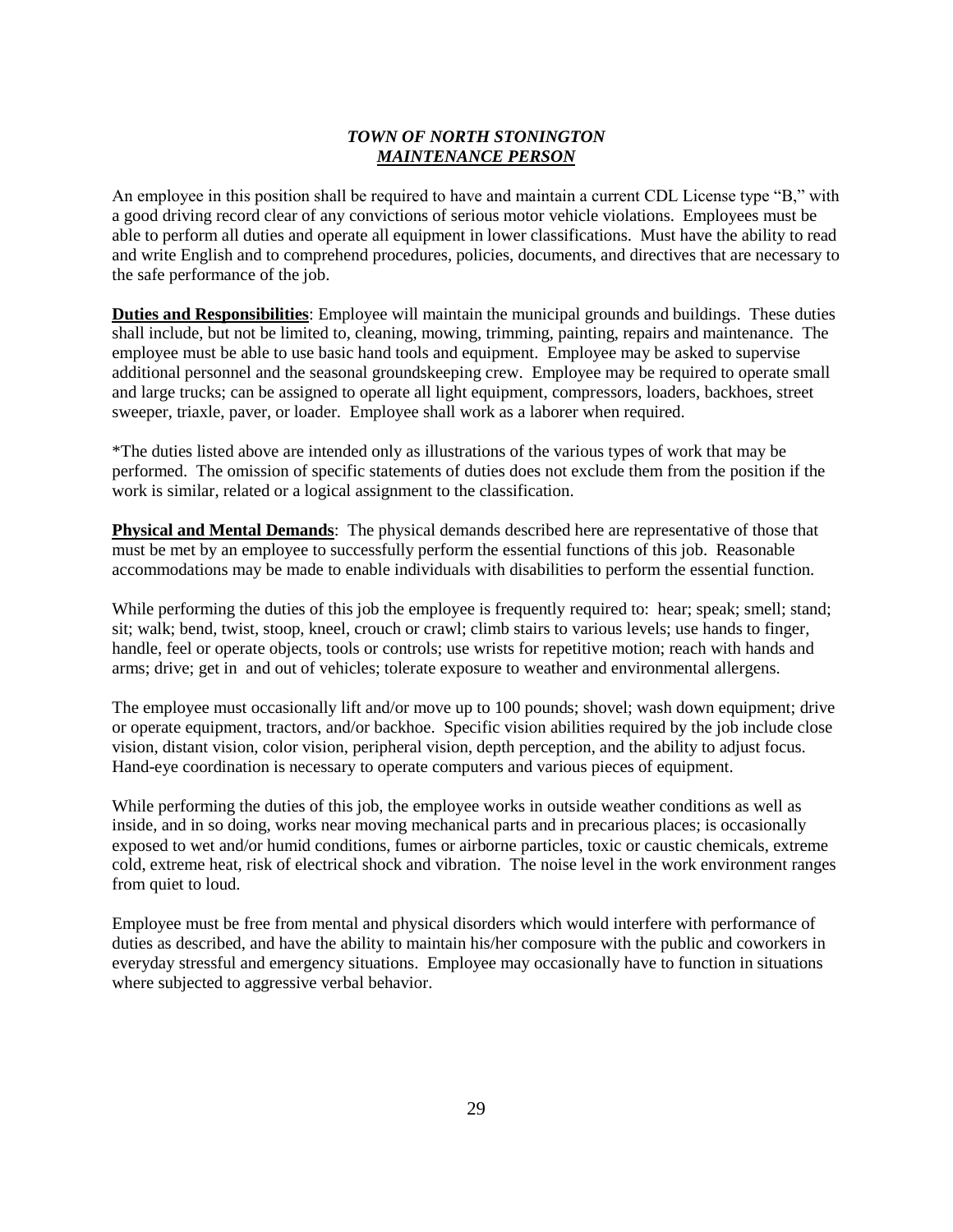***TOWN OF NORTH STONINGTON***

***MAINTENANCE PERSON***

An employee in this position shall be required to have and maintain a current CDL License type "B," with a good driving record clear of any convictions of serious motor vehicle violations. Employees must be able to perform all duties and operate all equipment in lower classifications. Must have the ability to read and write English and to comprehend procedures, policies, documents, and directives that are necessary to the safe performance of the job.

**Duties and Responsibilities**: Employee will maintain the municipal grounds and buildings. These duties shall include, but not be limited to, cleaning, mowing, trimming, painting, repairs and maintenance. The employee must be able to use basic hand tools and equipment. Employee may be asked to supervise additional personnel and the seasonal groundskeeping crew. Employee may be required to operate small and large trucks; can be assigned to operate all light equipment, compressors, loaders, backhoes, street sweeper, triaxle, paver, or loader. Employee shall work as a laborer when required.

*The duties listed above are intended only as illustrations of the various types of work that may be performed. The omission of specific statements of duties does not exclude them from the position if the work is similar, related or a logical assignment to the classification.

**Physical and Mental Demands**: The physical demands described here are representative of those that must be met by an employee to successfully perform the essential functions of this job. Reasonable accommodations may be made to enable individuals with disabilities to perform the essential function.

While performing the duties of this job the employee is frequently required to: hear; speak; smell; stand; sit; walk; bend, twist, stoop, kneel, crouch or crawl; climb stairs to various levels; use hands to finger, handle, feel or operate objects, tools or controls; use wrists for repetitive motion; reach with hands and arms; drive; get in and out of vehicles; tolerate exposure to weather and environmental allergens.

The employee must occasionally lift and/or move up to 100 pounds; shovel; wash down equipment; drive or operate equipment, tractors, and/or backhoe. Specific vision abilities required by the job include close vision, distant vision, color vision, peripheral vision, depth perception, and the ability to adjust focus. Hand-eye coordination is necessary to operate computers and various pieces of equipment.

While performing the duties of this job, the employee works in outside weather conditions as well as inside, and in so doing, works near moving mechanical parts and in precarious places; is occasionally exposed to wet and/or humid conditions, fumes or airborne particles, toxic or caustic chemicals, extreme cold, extreme heat, risk of electrical shock and vibration. The noise level in the work environment ranges from quiet to loud.

Employee must be free from mental and physical disorders which would interfere with performance of duties as described, and have the ability to maintain his/her composure with the public and coworkers in everyday stressful and emergency situations. Employee may occasionally have to function in situations where subjected to aggressive verbal behavior.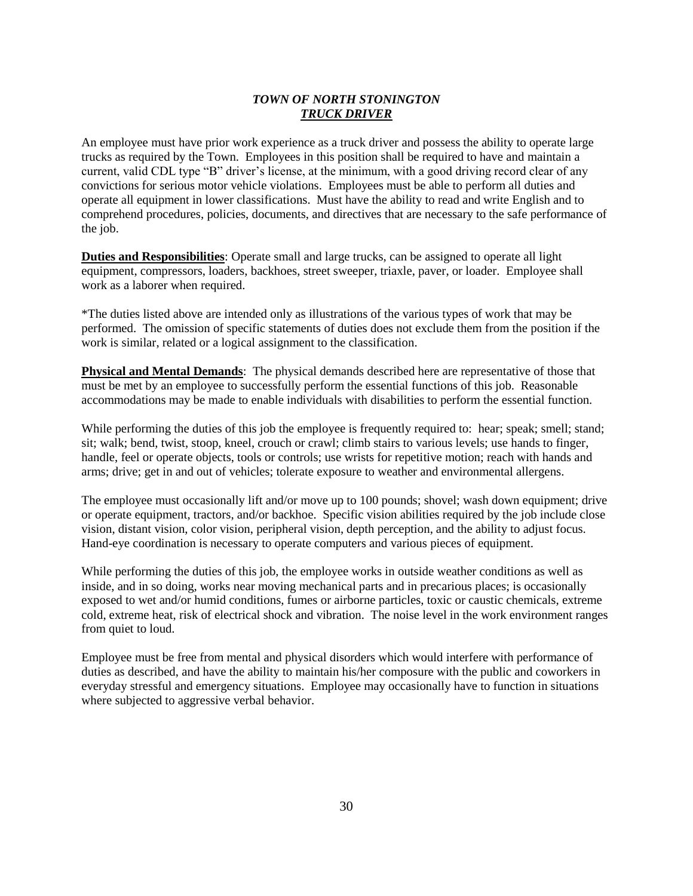## *TOWN OF NORTH STONINGTON*

## ***TRUCK DRIVER***

An employee must have prior work experience as a truck driver and possess the ability to operate large trucks as required by the Town. Employees in this position shall be required to have and maintain a current, valid CDL type "B" driver's license, at the minimum, with a good driving record clear of any convictions for serious motor vehicle violations. Employees must be able to perform all duties and operate all equipment in lower classifications. Must have the ability to read and write English and to comprehend procedures, policies, documents, and directives that are necessary to the safe performance of the job.

**Duties and Responsibilities**: Operate small and large trucks, can be assigned to operate all light equipment, compressors, loaders, backhoes, street sweeper, triaxle, paver, or loader. Employee shall work as a laborer when required.

*The duties listed above are intended only as illustrations of the various types of work that may be performed. The omission of specific statements of duties does not exclude them from the position if the work is similar, related or a logical assignment to the classification.

**Physical and Mental Demands**: The physical demands described here are representative of those that must be met by an employee to successfully perform the essential functions of this job. Reasonable accommodations may be made to enable individuals with disabilities to perform the essential function.

While performing the duties of this job the employee is frequently required to: hear; speak; smell; stand; sit; walk; bend, twist, stoop, kneel, crouch or crawl; climb stairs to various levels; use hands to finger, handle, feel or operate objects, tools or controls; use wrists for repetitive motion; reach with hands and arms; drive; get in and out of vehicles; tolerate exposure to weather and environmental allergens.

The employee must occasionally lift and/or move up to 100 pounds; shovel; wash down equipment; drive or operate equipment, tractors, and/or backhoe. Specific vision abilities required by the job include close vision, distant vision, color vision, peripheral vision, depth perception, and the ability to adjust focus. Hand-eye coordination is necessary to operate computers and various pieces of equipment.

While performing the duties of this job, the employee works in outside weather conditions as well as inside, and in so doing, works near moving mechanical parts and in precarious places; is occasionally exposed to wet and/or humid conditions, fumes or airborne particles, toxic or caustic chemicals, extreme cold, extreme heat, risk of electrical shock and vibration. The noise level in the work environment ranges from quiet to loud.

Employee must be free from mental and physical disorders which would interfere with performance of duties as described, and have the ability to maintain his/her composure with the public and coworkers in everyday stressful and emergency situations. Employee may occasionally have to function in situations where subjected to aggressive verbal behavior.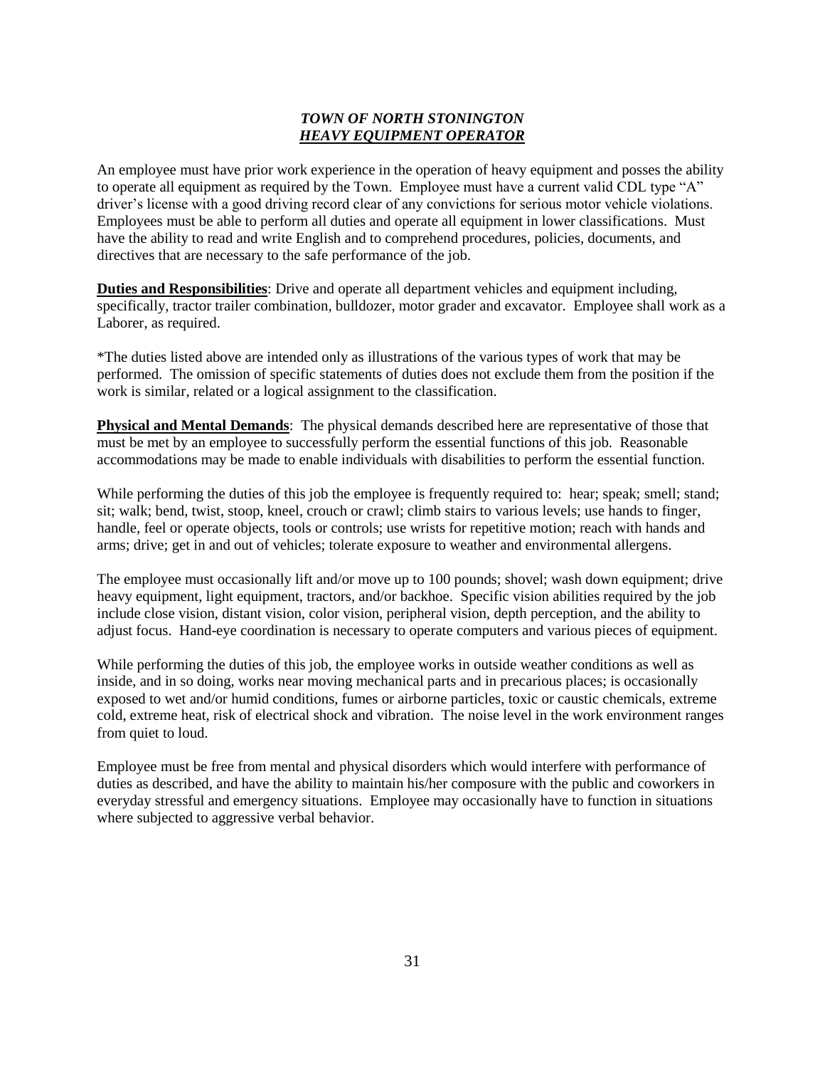# ***TOWN OF NORTH STONINGTON***
## ***HEAVY EQUIPMENT OPERATOR***

An employee must have prior work experience in the operation of heavy equipment and posses the ability to operate all equipment as required by the Town. Employee must have a current valid CDL type "A" driver's license with a good driving record clear of any convictions for serious motor vehicle violations. Employees must be able to perform all duties and operate all equipment in lower classifications. Must have the ability to read and write English and to comprehend procedures, policies, documents, and directives that are necessary to the safe performance of the job.

**Duties and Responsibilities**: Drive and operate all department vehicles and equipment including, specifically, tractor trailer combination, bulldozer, motor grader and excavator. Employee shall work as a Laborer, as required.

*The duties listed above are intended only as illustrations of the various types of work that may be performed. The omission of specific statements of duties does not exclude them from the position if the work is similar, related or a logical assignment to the classification.

**Physical and Mental Demands**: The physical demands described here are representative of those that must be met by an employee to successfully perform the essential functions of this job. Reasonable accommodations may be made to enable individuals with disabilities to perform the essential function.

While performing the duties of this job the employee is frequently required to: hear; speak; smell; stand; sit; walk; bend, twist, stoop, kneel, crouch or crawl; climb stairs to various levels; use hands to finger, handle, feel or operate objects, tools or controls; use wrists for repetitive motion; reach with hands and arms; drive; get in and out of vehicles; tolerate exposure to weather and environmental allergens.

The employee must occasionally lift and/or move up to 100 pounds; shovel; wash down equipment; drive heavy equipment, light equipment, tractors, and/or backhoe. Specific vision abilities required by the job include close vision, distant vision, color vision, peripheral vision, depth perception, and the ability to adjust focus. Hand-eye coordination is necessary to operate computers and various pieces of equipment.

While performing the duties of this job, the employee works in outside weather conditions as well as inside, and in so doing, works near moving mechanical parts and in precarious places; is occasionally exposed to wet and/or humid conditions, fumes or airborne particles, toxic or caustic chemicals, extreme cold, extreme heat, risk of electrical shock and vibration. The noise level in the work environment ranges from quiet to loud.

Employee must be free from mental and physical disorders which would interfere with performance of duties as described, and have the ability to maintain his/her composure with the public and coworkers in everyday stressful and emergency situations. Employee may occasionally have to function in situations where subjected to aggressive verbal behavior.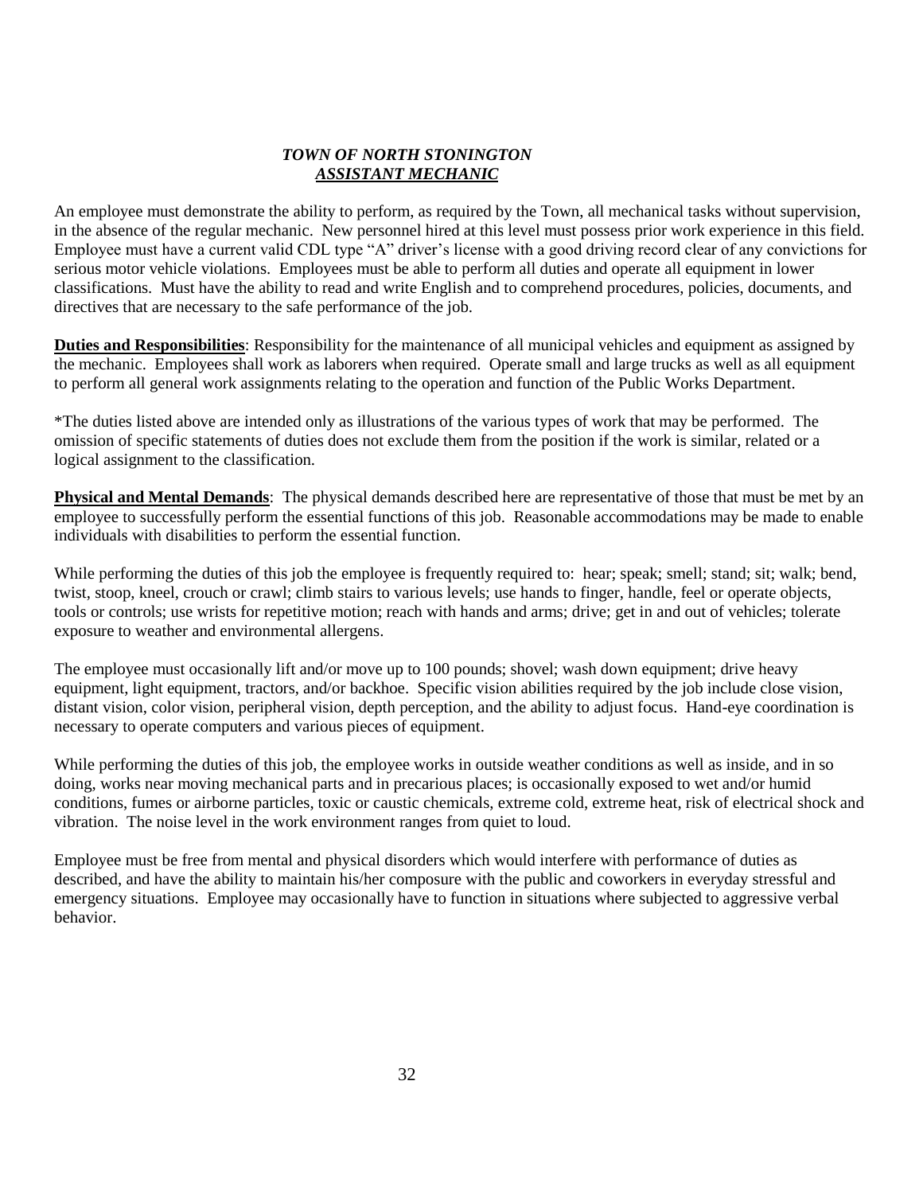***TOWN OF NORTH STONINGTON***
***ASSISTANT MECHANIC***

An employee must demonstrate the ability to perform, as required by the Town, all mechanical tasks without supervision, in the absence of the regular mechanic. New personnel hired at this level must possess prior work experience in this field. Employee must have a current valid CDL type "A" driver's license with a good driving record clear of any convictions for serious motor vehicle violations. Employees must be able to perform all duties and operate all equipment in lower classifications. Must have the ability to read and write English and to comprehend procedures, policies, documents, and directives that are necessary to the safe performance of the job.

**Duties and Responsibilities**: Responsibility for the maintenance of all municipal vehicles and equipment as assigned by the mechanic. Employees shall work as laborers when required. Operate small and large trucks as well as all equipment to perform all general work assignments relating to the operation and function of the Public Works Department.

*The duties listed above are intended only as illustrations of the various types of work that may be performed. The omission of specific statements of duties does not exclude them from the position if the work is similar, related or a logical assignment to the classification.

**Physical and Mental Demands**: The physical demands described here are representative of those that must be met by an employee to successfully perform the essential functions of this job. Reasonable accommodations may be made to enable individuals with disabilities to perform the essential function.

While performing the duties of this job the employee is frequently required to: hear; speak; smell; stand; sit; walk; bend, twist, stoop, kneel, crouch or crawl; climb stairs to various levels; use hands to finger, handle, feel or operate objects, tools or controls; use wrists for repetitive motion; reach with hands and arms; drive; get in and out of vehicles; tolerate exposure to weather and environmental allergens.

The employee must occasionally lift and/or move up to 100 pounds; shovel; wash down equipment; drive heavy equipment, light equipment, tractors, and/or backhoe. Specific vision abilities required by the job include close vision, distant vision, color vision, peripheral vision, depth perception, and the ability to adjust focus. Hand-eye coordination is necessary to operate computers and various pieces of equipment.

While performing the duties of this job, the employee works in outside weather conditions as well as inside, and in so doing, works near moving mechanical parts and in precarious places; is occasionally exposed to wet and/or humid conditions, fumes or airborne particles, toxic or caustic chemicals, extreme cold, extreme heat, risk of electrical shock and vibration. The noise level in the work environment ranges from quiet to loud.

Employee must be free from mental and physical disorders which would interfere with performance of duties as described, and have the ability to maintain his/her composure with the public and coworkers in everyday stressful and emergency situations. Employee may occasionally have to function in situations where subjected to aggressive verbal behavior.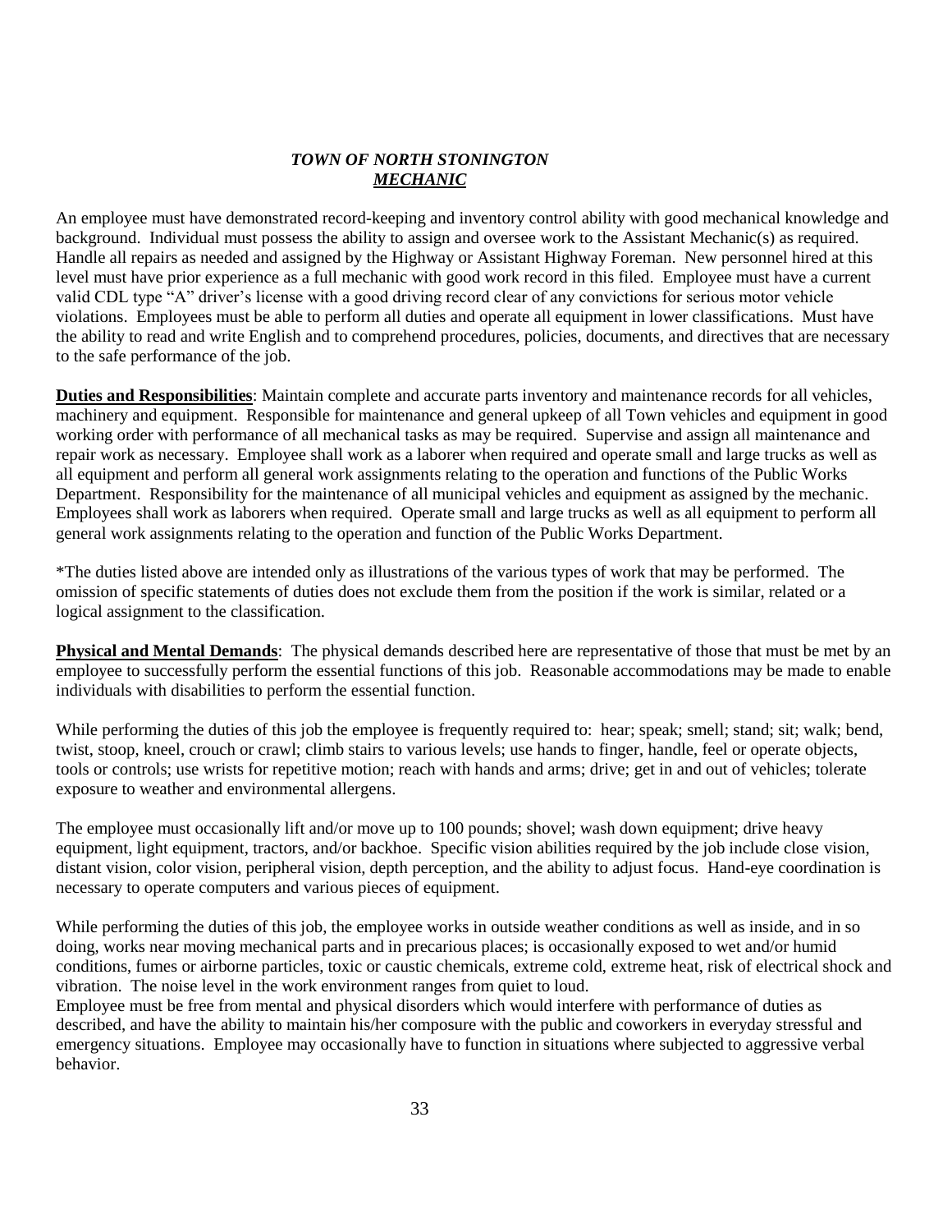## *TOWN OF NORTH STONINGTON*
## ***MECHANIC***

An employee must have demonstrated record-keeping and inventory control ability with good mechanical knowledge and background. Individual must possess the ability to assign and oversee work to the Assistant Mechanic(s) as required. Handle all repairs as needed and assigned by the Highway or Assistant Highway Foreman. New personnel hired at this level must have prior experience as a full mechanic with good work record in this filed. Employee must have a current valid CDL type "A" driver's license with a good driving record clear of any convictions for serious motor vehicle violations. Employees must be able to perform all duties and operate all equipment in lower classifications. Must have the ability to read and write English and to comprehend procedures, policies, documents, and directives that are necessary to the safe performance of the job.

**Duties and Responsibilities**: Maintain complete and accurate parts inventory and maintenance records for all vehicles, machinery and equipment. Responsible for maintenance and general upkeep of all Town vehicles and equipment in good working order with performance of all mechanical tasks as may be required. Supervise and assign all maintenance and repair work as necessary. Employee shall work as a laborer when required and operate small and large trucks as well as all equipment and perform all general work assignments relating to the operation and functions of the Public Works Department. Responsibility for the maintenance of all municipal vehicles and equipment as assigned by the mechanic. Employees shall work as laborers when required. Operate small and large trucks as well as all equipment to perform all general work assignments relating to the operation and function of the Public Works Department.

*The duties listed above are intended only as illustrations of the various types of work that may be performed. The omission of specific statements of duties does not exclude them from the position if the work is similar, related or a logical assignment to the classification.

**Physical and Mental Demands**: The physical demands described here are representative of those that must be met by an employee to successfully perform the essential functions of this job. Reasonable accommodations may be made to enable individuals with disabilities to perform the essential function.

While performing the duties of this job the employee is frequently required to: hear; speak; smell; stand; sit; walk; bend, twist, stoop, kneel, crouch or crawl; climb stairs to various levels; use hands to finger, handle, feel or operate objects, tools or controls; use wrists for repetitive motion; reach with hands and arms; drive; get in and out of vehicles; tolerate exposure to weather and environmental allergens.

The employee must occasionally lift and/or move up to 100 pounds; shovel; wash down equipment; drive heavy equipment, light equipment, tractors, and/or backhoe. Specific vision abilities required by the job include close vision, distant vision, color vision, peripheral vision, depth perception, and the ability to adjust focus. Hand-eye coordination is necessary to operate computers and various pieces of equipment.

While performing the duties of this job, the employee works in outside weather conditions as well as inside, and in so doing, works near moving mechanical parts and in precarious places; is occasionally exposed to wet and/or humid conditions, fumes or airborne particles, toxic or caustic chemicals, extreme cold, extreme heat, risk of electrical shock and vibration. The noise level in the work environment ranges from quiet to loud.

Employee must be free from mental and physical disorders which would interfere with performance of duties as described, and have the ability to maintain his/her composure with the public and coworkers in everyday stressful and emergency situations. Employee may occasionally have to function in situations where subjected to aggressive verbal behavior.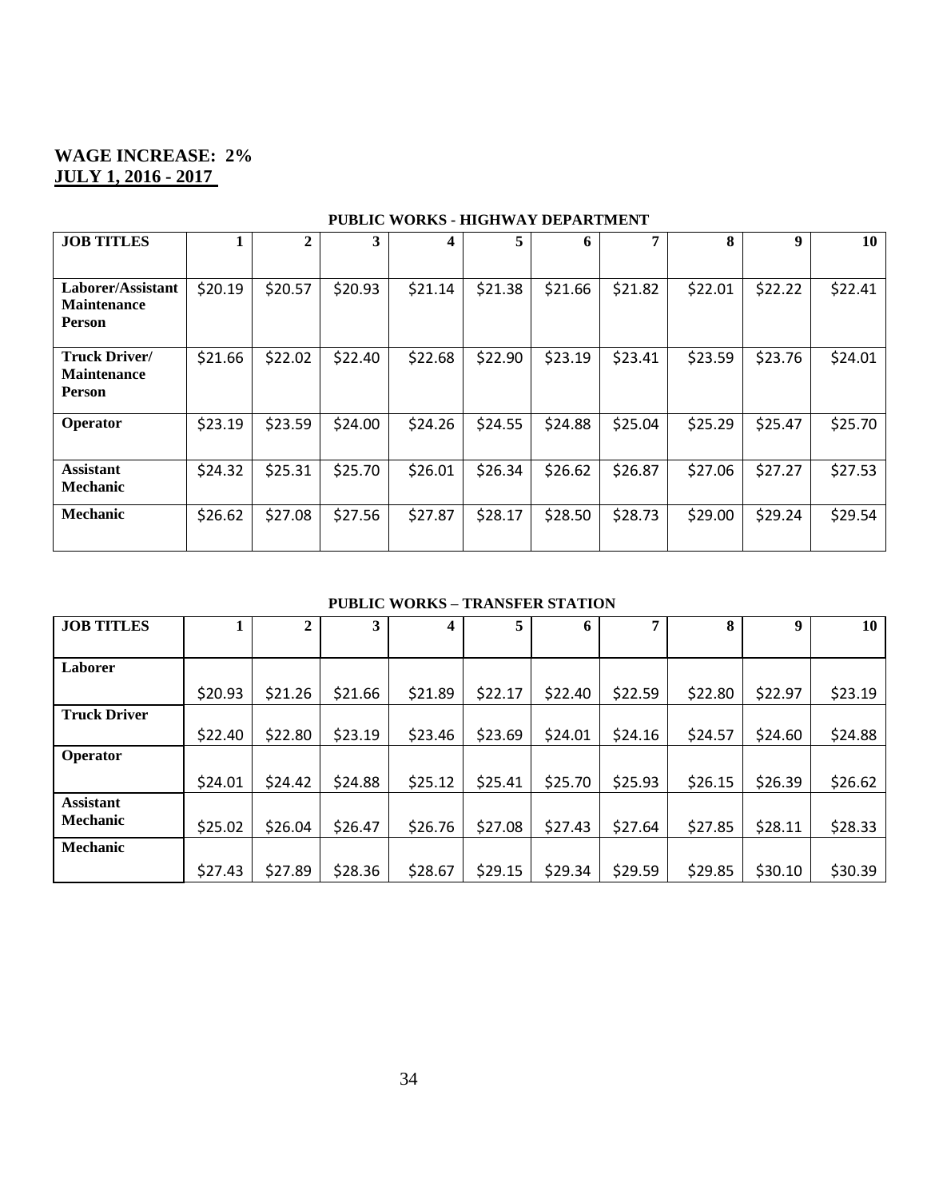**WAGE INCREASE: 2%**
**JULY 1, 2016 - 2017**

**PUBLIC WORKS - HIGHWAY DEPARTMENT**

| JOB TITLES | 1 | 2 | 3 | 4 | 5 | 6 | 7 | 8 | 9 | 10 |
|---|---|---|---|---|---|---|---|---|---|---|
| **Laborer/Assistant Maintenance Person** | $20.19 | $20.57 | $20.93 | $21.14 | $21.38 | $21.66 | $21.82 | $22.01 | $22.22 | $22.41 |
| **Truck Driver/ Maintenance Person** | $21.66 | $22.02 | $22.40 | $22.68 | $22.90 | $23.19 | $23.41 | $23.59 | $23.76 | $24.01 |
| **Operator** | $23.19 | $23.59 | $24.00 | $24.26 | $24.55 | $24.88 | $25.04 | $25.29 | $25.47 | $25.70 |
| **Assistant Mechanic** | $24.32 | $25.31 | $25.70 | $26.01 | $26.34 | $26.62 | $26.87 | $27.06 | $27.27 | $27.53 |
| **Mechanic** | $26.62 | $27.08 | $27.56 | $27.87 | $28.17 | $28.50 | $28.73 | $29.00 | $29.24 | $29.54 |

**PUBLIC WORKS – TRANSFER STATION**

| JOB TITLES | 1 | 2 | 3 | 4 | 5 | 6 | 7 | 8 | 9 | 10 |
|---|---|---|---|---|---|---|---|---|---|---|
| **Laborer** | $20.93 | $21.26 | $21.66 | $21.89 | $22.17 | $22.40 | $22.59 | $22.80 | $22.97 | $23.19 |
| **Truck Driver** | $22.40 | $22.80 | $23.19 | $23.46 | $23.69 | $24.01 | $24.16 | $24.57 | $24.60 | $24.88 |
| **Operator** | $24.01 | $24.42 | $24.88 | $25.12 | $25.41 | $25.70 | $25.93 | $26.15 | $26.39 | $26.62 |
| **Assistant Mechanic** | $25.02 | $26.04 | $26.47 | $26.76 | $27.08 | $27.43 | $27.64 | $27.85 | $28.11 | $28.33 |
| **Mechanic** | $27.43 | $27.89 | $28.36 | $28.67 | $29.15 | $29.34 | $29.59 | $29.85 | $30.10 | $30.39 |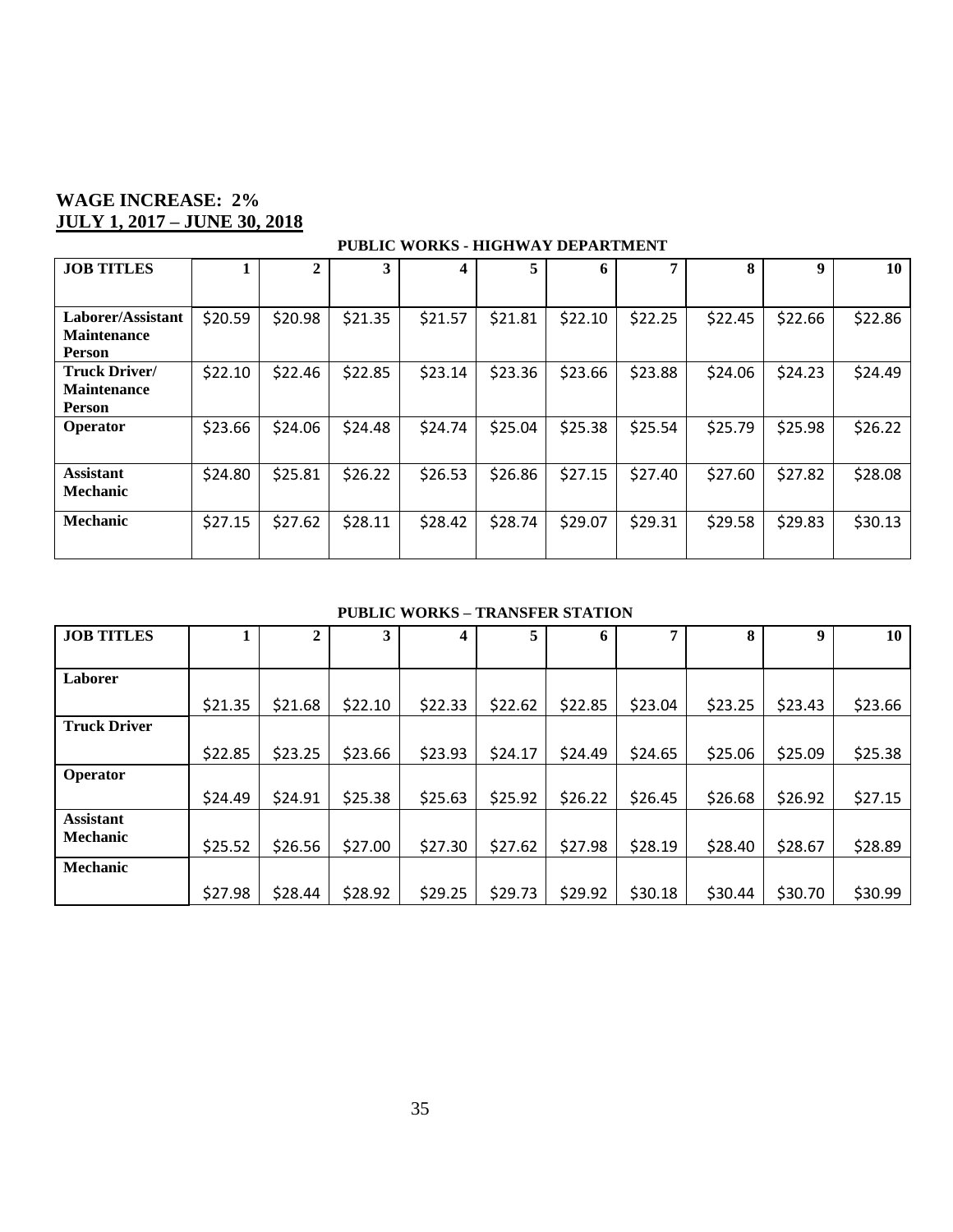**WAGE INCREASE: 2%**
**JULY 1, 2017 – JUNE 30, 2018**

**PUBLIC WORKS - HIGHWAY DEPARTMENT**

| JOB TITLES | 1 | 2 | 3 | 4 | 5 | 6 | 7 | 8 | 9 | 10 |
|---|---|---|---|---|---|---|---|---|---|---|
| **Laborer/Assistant Maintenance Person** | $20.59 | $20.98 | $21.35 | $21.57 | $21.81 | $22.10 | $22.25 | $22.45 | $22.66 | $22.86 |
| **Truck Driver/ Maintenance Person** | $22.10 | $22.46 | $22.85 | $23.14 | $23.36 | $23.66 | $23.88 | $24.06 | $24.23 | $24.49 |
| **Operator** | $23.66 | $24.06 | $24.48 | $24.74 | $25.04 | $25.38 | $25.54 | $25.79 | $25.98 | $26.22 |
| **Assistant Mechanic** | $24.80 | $25.81 | $26.22 | $26.53 | $26.86 | $27.15 | $27.40 | $27.60 | $27.82 | $28.08 |
| **Mechanic** | $27.15 | $27.62 | $28.11 | $28.42 | $28.74 | $29.07 | $29.31 | $29.58 | $29.83 | $30.13 |

**PUBLIC WORKS – TRANSFER STATION**

| JOB TITLES | 1 | 2 | 3 | 4 | 5 | 6 | 7 | 8 | 9 | 10 |
|---|---|---|---|---|---|---|---|---|---|---|
| **Laborer** | $21.35 | $21.68 | $22.10 | $22.33 | $22.62 | $22.85 | $23.04 | $23.25 | $23.43 | $23.66 |
| **Truck Driver** | $22.85 | $23.25 | $23.66 | $23.93 | $24.17 | $24.49 | $24.65 | $25.06 | $25.09 | $25.38 |
| **Operator** | $24.49 | $24.91 | $25.38 | $25.63 | $25.92 | $26.22 | $26.45 | $26.68 | $26.92 | $27.15 |
| **Assistant Mechanic** | $25.52 | $26.56 | $27.00 | $27.30 | $27.62 | $27.98 | $28.19 | $28.40 | $28.67 | $28.89 |
| **Mechanic** | $27.98 | $28.44 | $28.92 | $29.25 | $29.73 | $29.92 | $30.18 | $30.44 | $30.70 | $30.99 |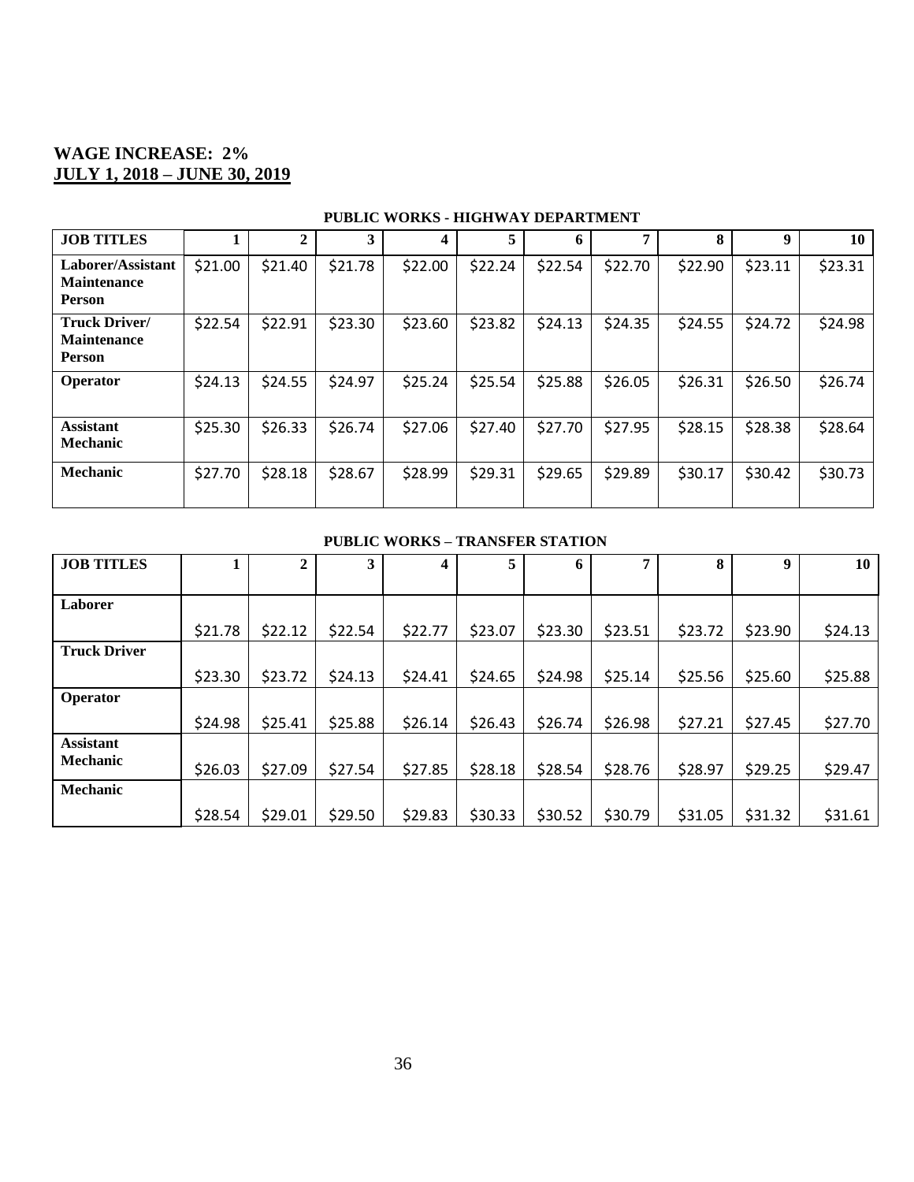**WAGE INCREASE: 2%**
**JULY 1, 2018 – JUNE 30, 2019**

**PUBLIC WORKS - HIGHWAY DEPARTMENT**

| JOB TITLES | 1 | 2 | 3 | 4 | 5 | 6 | 7 | 8 | 9 | 10 |
|---|---|---|---|---|---|---|---|---|---|---|
| **Laborer/Assistant Maintenance Person** | $21.00 | $21.40 | $21.78 | $22.00 | $22.24 | $22.54 | $22.70 | $22.90 | $23.11 | $23.31 |
| **Truck Driver/ Maintenance Person** | $22.54 | $22.91 | $23.30 | $23.60 | $23.82 | $24.13 | $24.35 | $24.55 | $24.72 | $24.98 |
| **Operator** | $24.13 | $24.55 | $24.97 | $25.24 | $25.54 | $25.88 | $26.05 | $26.31 | $26.50 | $26.74 |
| **Assistant Mechanic** | $25.30 | $26.33 | $26.74 | $27.06 | $27.40 | $27.70 | $27.95 | $28.15 | $28.38 | $28.64 |
| **Mechanic** | $27.70 | $28.18 | $28.67 | $28.99 | $29.31 | $29.65 | $29.89 | $30.17 | $30.42 | $30.73 |

**PUBLIC WORKS – TRANSFER STATION**

| JOB TITLES | 1 | 2 | 3 | 4 | 5 | 6 | 7 | 8 | 9 | 10 |
|---|---|---|---|---|---|---|---|---|---|---|
| **Laborer** | $21.78 | $22.12 | $22.54 | $22.77 | $23.07 | $23.30 | $23.51 | $23.72 | $23.90 | $24.13 |
| **Truck Driver** | $23.30 | $23.72 | $24.13 | $24.41 | $24.65 | $24.98 | $25.14 | $25.56 | $25.60 | $25.88 |
| **Operator** | $24.98 | $25.41 | $25.88 | $26.14 | $26.43 | $26.74 | $26.98 | $27.21 | $27.45 | $27.70 |
| **Assistant Mechanic** | $26.03 | $27.09 | $27.54 | $27.85 | $28.18 | $28.54 | $28.76 | $28.97 | $29.25 | $29.47 |
| **Mechanic** | $28.54 | $29.01 | $29.50 | $29.83 | $30.33 | $30.52 | $30.79 | $31.05 | $31.32 | $31.61 |